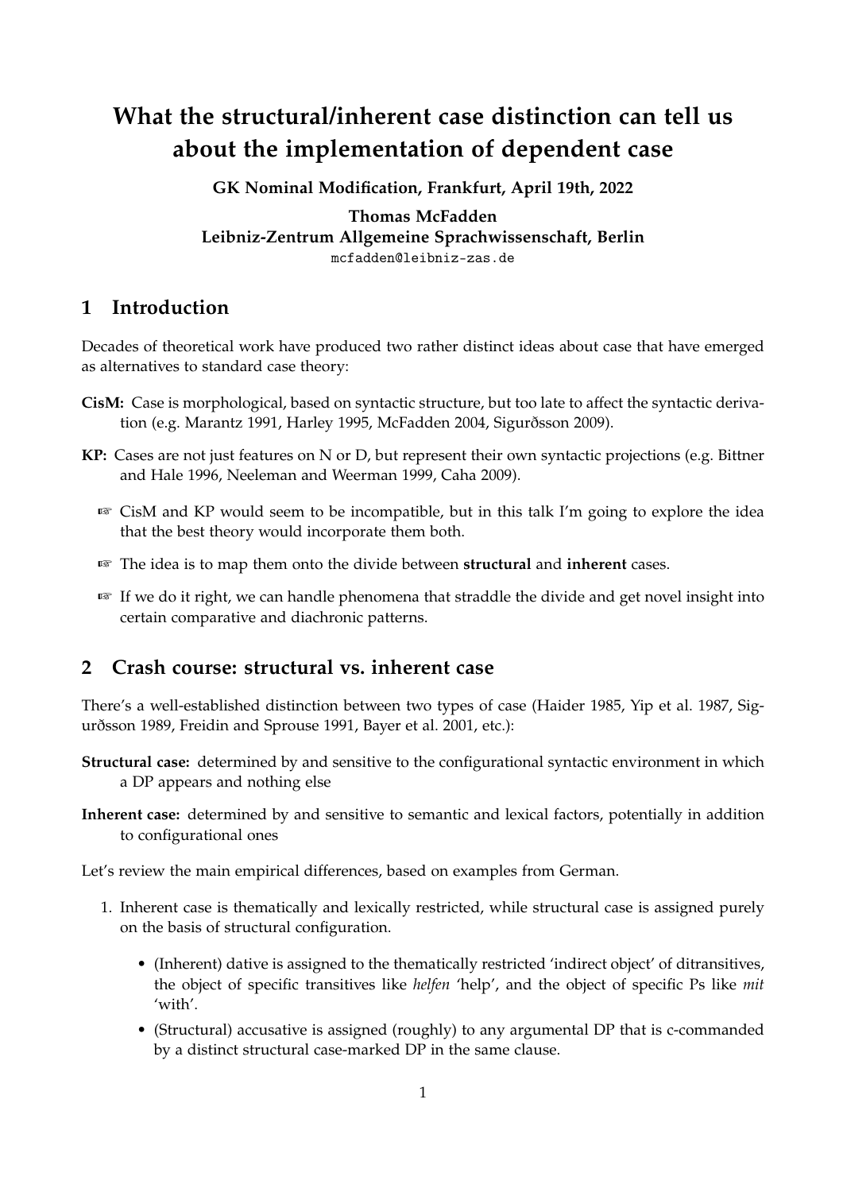# What the structural/inherent case distinction can tell us about the implementation of dependent case

**GK Nominal Modification, Frankfurt, April 19th, 2022**

**Thomas McFadden**
**Leibniz-Zentrum Allgemeine Sprachwissenschaft, Berlin**
mcfadden@leibniz-zas.de

## 1 Introduction

Decades of theoretical work have produced two rather distinct ideas about case that have emerged as alternatives to standard case theory:

**CisM:** Case is morphological, based on syntactic structure, but too late to affect the syntactic derivation (e.g. Marantz 1991, Harley 1995, McFadden 2004, Sigurðsson 2009).

**KP:** Cases are not just features on N or D, but represent their own syntactic projections (e.g. Bittner and Hale 1996, Neeleman and Weerman 1999, Caha 2009).

- ☞ CisM and KP would seem to be incompatible, but in this talk I'm going to explore the idea that the best theory would incorporate them both.
- ☞ The idea is to map them onto the divide between **structural** and **inherent** cases.
- ☞ If we do it right, we can handle phenomena that straddle the divide and get novel insight into certain comparative and diachronic patterns.

## 2 Crash course: structural vs. inherent case

There's a well-established distinction between two types of case (Haider 1985, Yip et al. 1987, Sigurðsson 1989, Freidin and Sprouse 1991, Bayer et al. 2001, etc.):

**Structural case:** determined by and sensitive to the configurational syntactic environment in which a DP appears and nothing else

**Inherent case:** determined by and sensitive to semantic and lexical factors, potentially in addition to configurational ones

Let's review the main empirical differences, based on examples from German.

1. Inherent case is thematically and lexically restricted, while structural case is assigned purely on the basis of structural configuration.
   - (Inherent) dative is assigned to the thematically restricted 'indirect object' of ditransitives, the object of specific transitives like *helfen* 'help', and the object of specific Ps like *mit* 'with'.
   - (Structural) accusative is assigned (roughly) to any argumental DP that is c-commanded by a distinct structural case-marked DP in the same clause.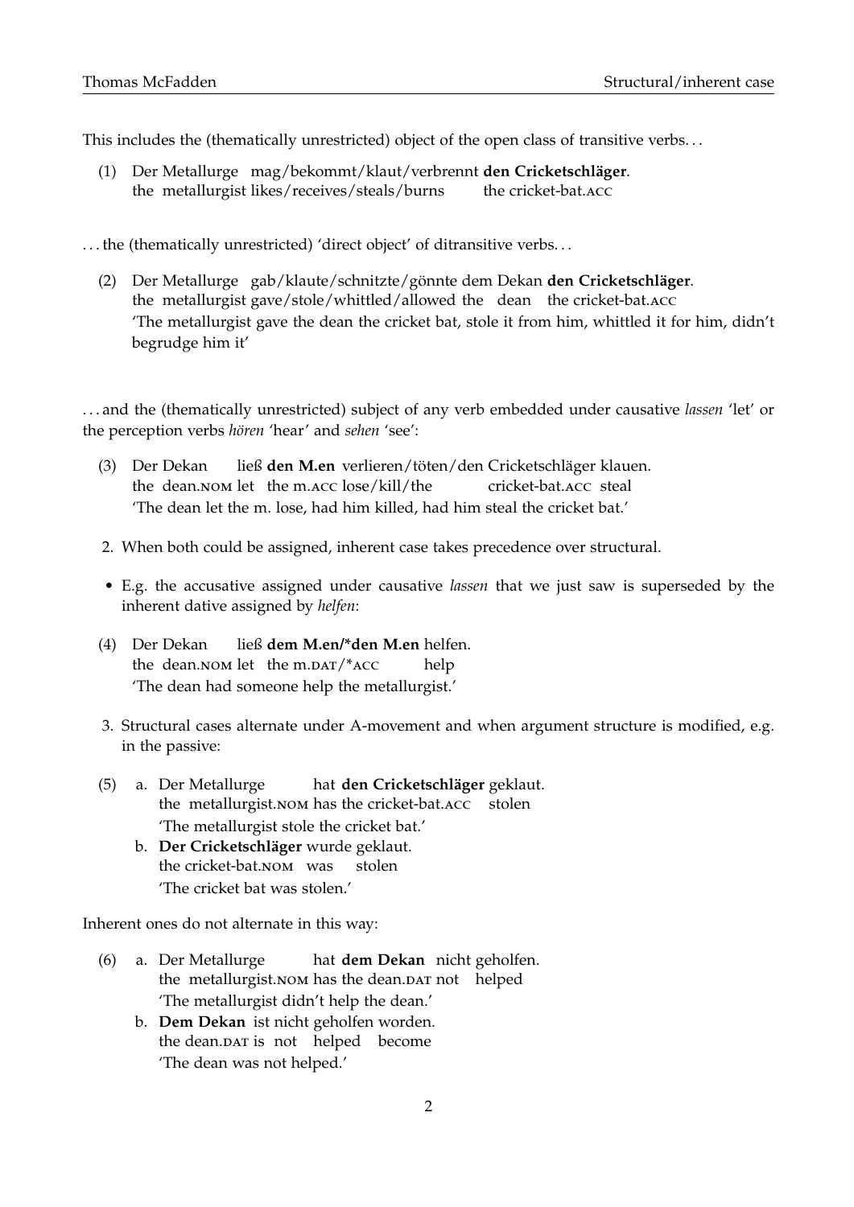This includes the (thematically unrestricted) object of the open class of transitive verbs. . .

(1) Der Metallurge mag/bekommt/klaut/verbrennt **den Cricketschläger**.
the metallurgist likes/receives/steals/burns the cricket-bat.ACC

. . . the (thematically unrestricted) 'direct object' of ditransitive verbs. . .

(2) Der Metallurge gab/klaute/schnitzte/gönnte dem Dekan **den Cricketschläger**.
the metallurgist gave/stole/whittled/allowed the dean the cricket-bat.ACC
'The metallurgist gave the dean the cricket bat, stole it from him, whittled it for him, didn't begrudge him it'

. . . and the (thematically unrestricted) subject of any verb embedded under causative *lassen* 'let' or the perception verbs *hören* 'hear' and *sehen* 'see':

(3) Der Dekan ließ **den M.en** verlieren/töten/den Cricketschläger klauen.
the dean.NOM let the m.ACC lose/kill/the cricket-bat.ACC steal
'The dean let the m. lose, had him killed, had him steal the cricket bat.'

2. When both could be assigned, inherent case takes precedence over structural.

- E.g. the accusative assigned under causative *lassen* that we just saw is superseded by the inherent dative assigned by *helfen*:

(4) Der Dekan ließ **dem M.en/\*den M.en** helfen.
the dean.NOM let the m.DAT/\*ACC help
'The dean had someone help the metallurgist.'

3. Structural cases alternate under A-movement and when argument structure is modified, e.g. in the passive:

(5) a. Der Metallurge hat **den Cricketschläger** geklaut.
the metallurgist.NOM has the cricket-bat.ACC stolen
'The metallurgist stole the cricket bat.'

b. **Der Cricketschläger** wurde geklaut.
the cricket-bat.NOM was stolen
'The cricket bat was stolen.'

Inherent ones do not alternate in this way:

(6) a. Der Metallurge hat **dem Dekan** nicht geholfen.
the metallurgist.NOM has the dean.DAT not helped
'The metallurgist didn't help the dean.'

b. **Dem Dekan** ist nicht geholfen worden.
the dean.DAT is not helped become
'The dean was not helped.'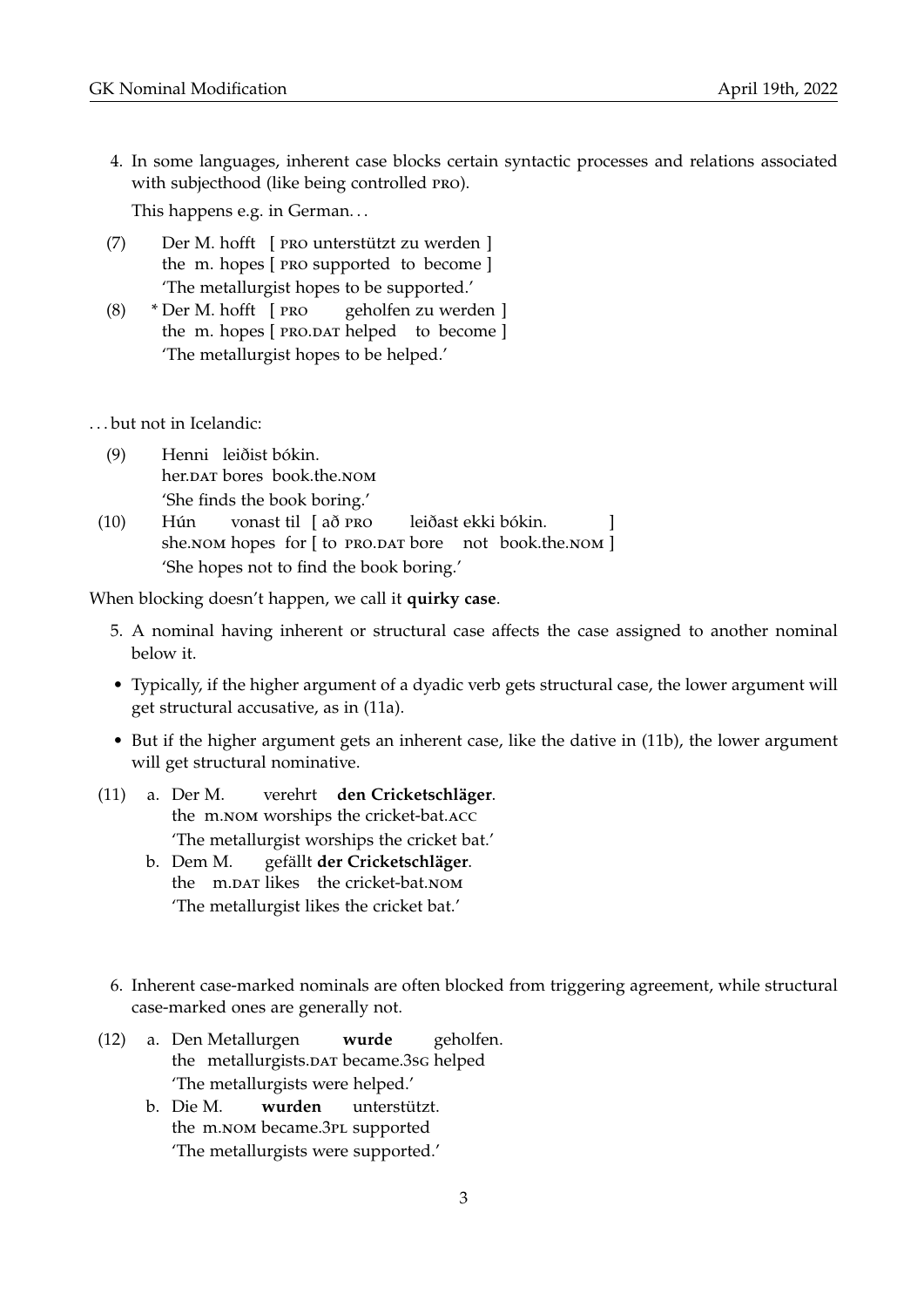4. In some languages, inherent case blocks certain syntactic processes and relations associated with subjecthood (like being controlled PRO).

   This happens e.g. in German. . .

(7) Der M. hofft [ PRO unterstützt zu werden ]
    the m. hopes [ PRO supported to become ]
    'The metallurgist hopes to be supported.'

(8) * Der M. hofft [ PRO geholfen zu werden ]
    the m. hopes [ PRO.DAT helped to become ]
    'The metallurgist hopes to be helped.'

. . . but not in Icelandic:

(9) Henni leiðist bókin.
    her.DAT bores book.the.NOM
    'She finds the book boring.'

(10) Hún vonast til [ að PRO leiðast ekki bókin. ]
     she.NOM hopes for [ to PRO.DAT bore not book.the.NOM ]
     'She hopes not to find the book boring.'

When blocking doesn't happen, we call it **quirky case**.

5. A nominal having inherent or structural case affects the case assigned to another nominal below it.

- Typically, if the higher argument of a dyadic verb gets structural case, the lower argument will get structural accusative, as in (11a).
- But if the higher argument gets an inherent case, like the dative in (11b), the lower argument will get structural nominative.

(11) a. Der M. verehrt **den Cricketschläger**.
        the m.NOM worships the cricket-bat.ACC
        'The metallurgist worships the cricket bat.'
     b. Dem M. gefällt **der Cricketschläger**.
        the m.DAT likes the cricket-bat.NOM
        'The metallurgist likes the cricket bat.'

6. Inherent case-marked nominals are often blocked from triggering agreement, while structural case-marked ones are generally not.

(12) a. Den Metallurgen **wurde** geholfen.
        the metallurgists.DAT became.3SG helped
        'The metallurgists were helped.'
     b. Die M. **wurden** unterstützt.
        the m.NOM became.3PL supported
        'The metallurgists were supported.'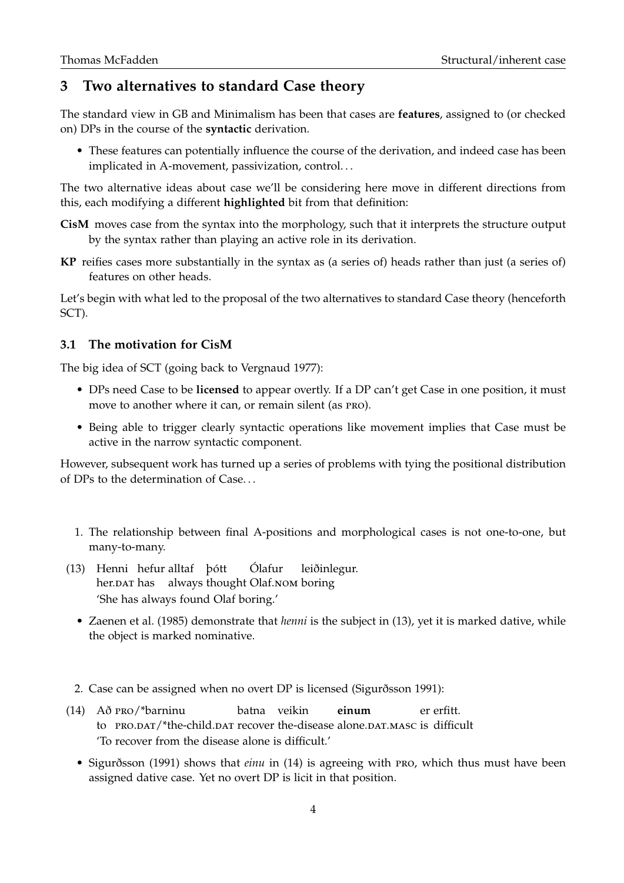## 3 Two alternatives to standard Case theory

The standard view in GB and Minimalism has been that cases are **features**, assigned to (or checked on) DPs in the course of the **syntactic** derivation.

- These features can potentially influence the course of the derivation, and indeed case has been implicated in A-movement, passivization, control. . .

The two alternative ideas about case we'll be considering here move in different directions from this, each modifying a different **highlighted** bit from that definition:

**CisM** moves case from the syntax into the morphology, such that it interprets the structure output by the syntax rather than playing an active role in its derivation.

**KP** reifies cases more substantially in the syntax as (a series of) heads rather than just (a series of) features on other heads.

Let's begin with what led to the proposal of the two alternatives to standard Case theory (henceforth SCT).

### 3.1 The motivation for CisM

The big idea of SCT (going back to Vergnaud 1977):

- DPs need Case to be **licensed** to appear overtly. If a DP can't get Case in one position, it must move to another where it can, or remain silent (as PRO).
- Being able to trigger clearly syntactic operations like movement implies that Case must be active in the narrow syntactic component.

However, subsequent work has turned up a series of problems with tying the positional distribution of DPs to the determination of Case. . .

1. The relationship between final A-positions and morphological cases is not one-to-one, but many-to-many.

(13) Henni hefur alltaf þótt Ólafur leiðinlegur.
her.DAT has always thought Olaf.NOM boring
'She has always found Olaf boring.'

- Zaenen et al. (1985) demonstrate that *henni* is the subject in (13), yet it is marked dative, while the object is marked nominative.

2. Case can be assigned when no overt DP is licensed (Sigurðsson 1991):

(14) Að PRO/*barninu batna veikin **einum** er erfitt.
to PRO.DAT/*the-child.DAT recover the-disease alone.DAT.MASC is difficult
'To recover from the disease alone is difficult.'

- Sigurðsson (1991) shows that *einu* in (14) is agreeing with PRO, which thus must have been assigned dative case. Yet no overt DP is licit in that position.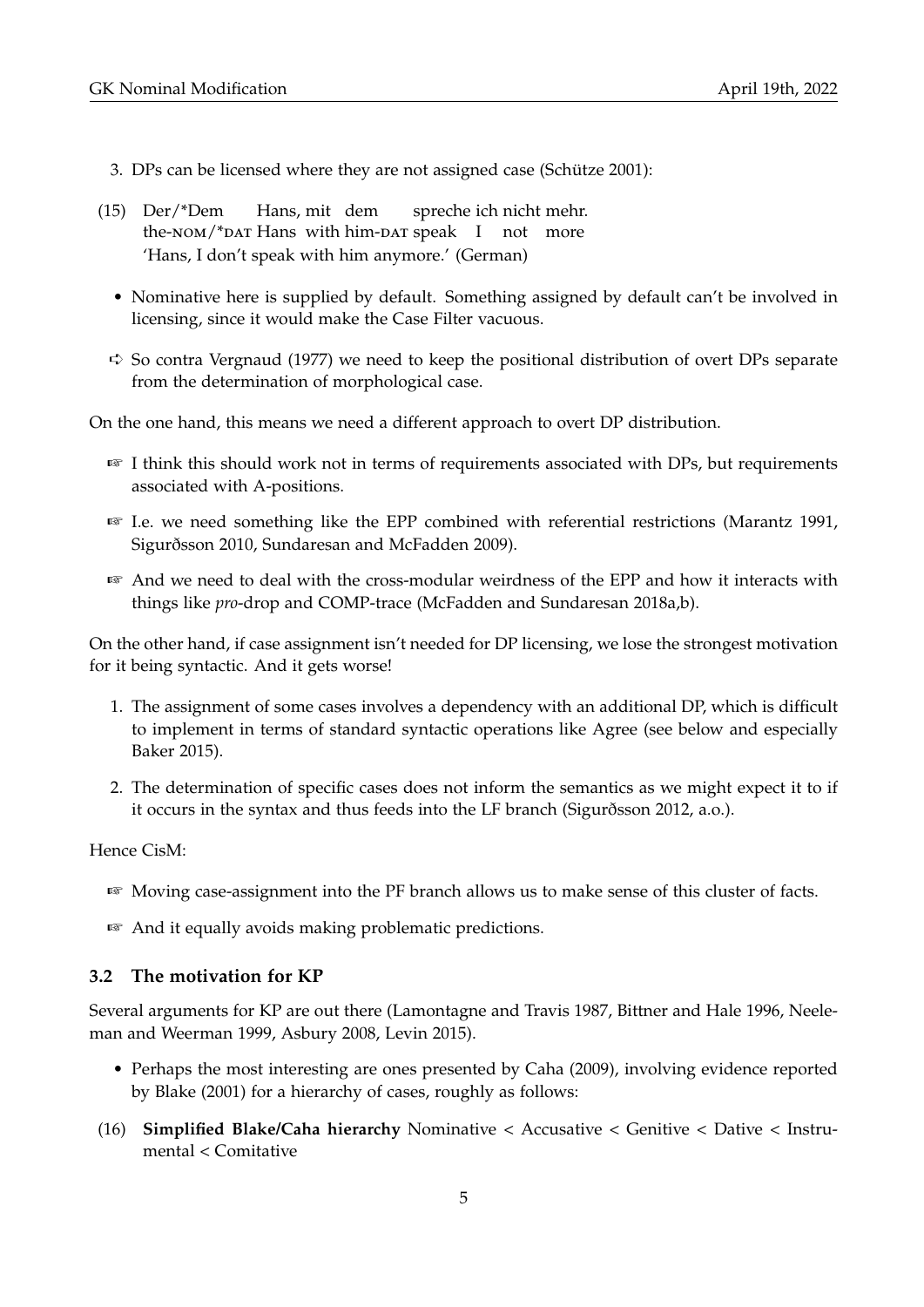3. DPs can be licensed where they are not assigned case (Schütze 2001):

(15) Der/*Dem Hans, mit dem spreche ich nicht mehr.
 the-NOM/*DAT Hans with him-DAT speak I not more
 'Hans, I don't speak with him anymore.' (German)

- Nominative here is supplied by default. Something assigned by default can't be involved in licensing, since it would make the Case Filter vacuous.

➪ So contra Vergnaud (1977) we need to keep the positional distribution of overt DPs separate from the determination of morphological case.

On the one hand, this means we need a different approach to overt DP distribution.

☞ I think this should work not in terms of requirements associated with DPs, but requirements associated with A-positions.

☞ I.e. we need something like the EPP combined with referential restrictions (Marantz 1991, Sigurðsson 2010, Sundaresan and McFadden 2009).

☞ And we need to deal with the cross-modular weirdness of the EPP and how it interacts with things like *pro*-drop and COMP-trace (McFadden and Sundaresan 2018a,b).

On the other hand, if case assignment isn't needed for DP licensing, we lose the strongest motivation for it being syntactic. And it gets worse!

1. The assignment of some cases involves a dependency with an additional DP, which is difficult to implement in terms of standard syntactic operations like Agree (see below and especially Baker 2015).
2. The determination of specific cases does not inform the semantics as we might expect it to if it occurs in the syntax and thus feeds into the LF branch (Sigurðsson 2012, a.o.).

Hence CisM:

☞ Moving case-assignment into the PF branch allows us to make sense of this cluster of facts.

☞ And it equally avoids making problematic predictions.

### 3.2 The motivation for KP

Several arguments for KP are out there (Lamontagne and Travis 1987, Bittner and Hale 1996, Neeleman and Weerman 1999, Asbury 2008, Levin 2015).

- Perhaps the most interesting are ones presented by Caha (2009), involving evidence reported by Blake (2001) for a hierarchy of cases, roughly as follows:

(16) **Simplified Blake/Caha hierarchy** Nominative < Accusative < Genitive < Dative < Instrumental < Comitative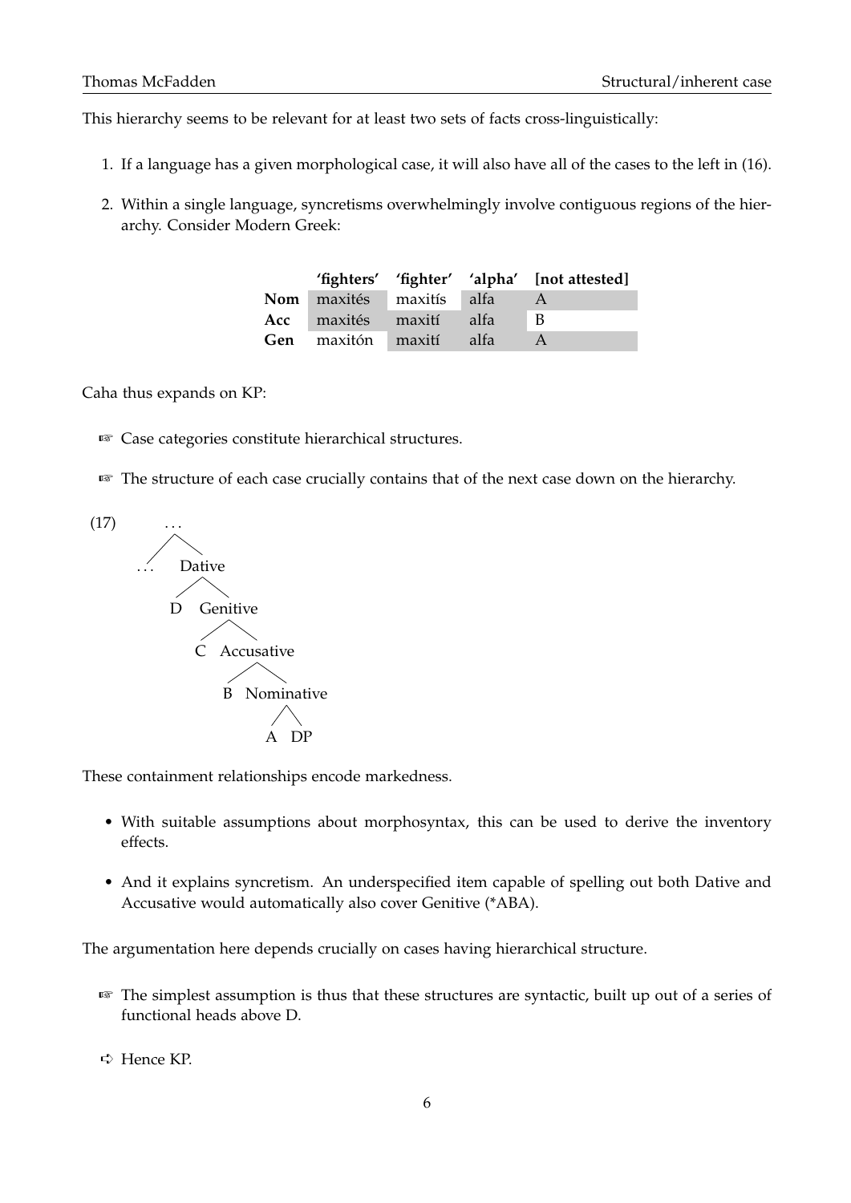This hierarchy seems to be relevant for at least two sets of facts cross-linguistically:

1. If a language has a given morphological case, it will also have all of the cases to the left in (16).
2. Within a single language, syncretisms overwhelmingly involve contiguous regions of the hierarchy. Consider Modern Greek:

| | **'fighters'** | **'fighter'** | **'alpha'** | **[not attested]** |
|---|---|---|---|---|
| **Nom** | maxités | maxitís | alfa | A |
| **Acc** | maxités | maxití | alfa | B |
| **Gen** | maxitón | maxití | alfa | A |

Caha thus expands on KP:

☞ Case categories constitute hierarchical structures.

☞ The structure of each case crucially contains that of the next case down on the hierarchy.

(17)

```
        ...
       /   \
    ...    Dative
           /    \
          D    Genitive
               /      \
              C    Accusative
                   /        \
                  B     Nominative
                          /     \
                         A      DP
```

These containment relationships encode markedness.

- With suitable assumptions about morphosyntax, this can be used to derive the inventory effects.
- And it explains syncretism. An underspecified item capable of spelling out both Dative and Accusative would automatically also cover Genitive (*ABA).

The argumentation here depends crucially on cases having hierarchical structure.

☞ The simplest assumption is thus that these structures are syntactic, built up out of a series of functional heads above D.

➪ Hence KP.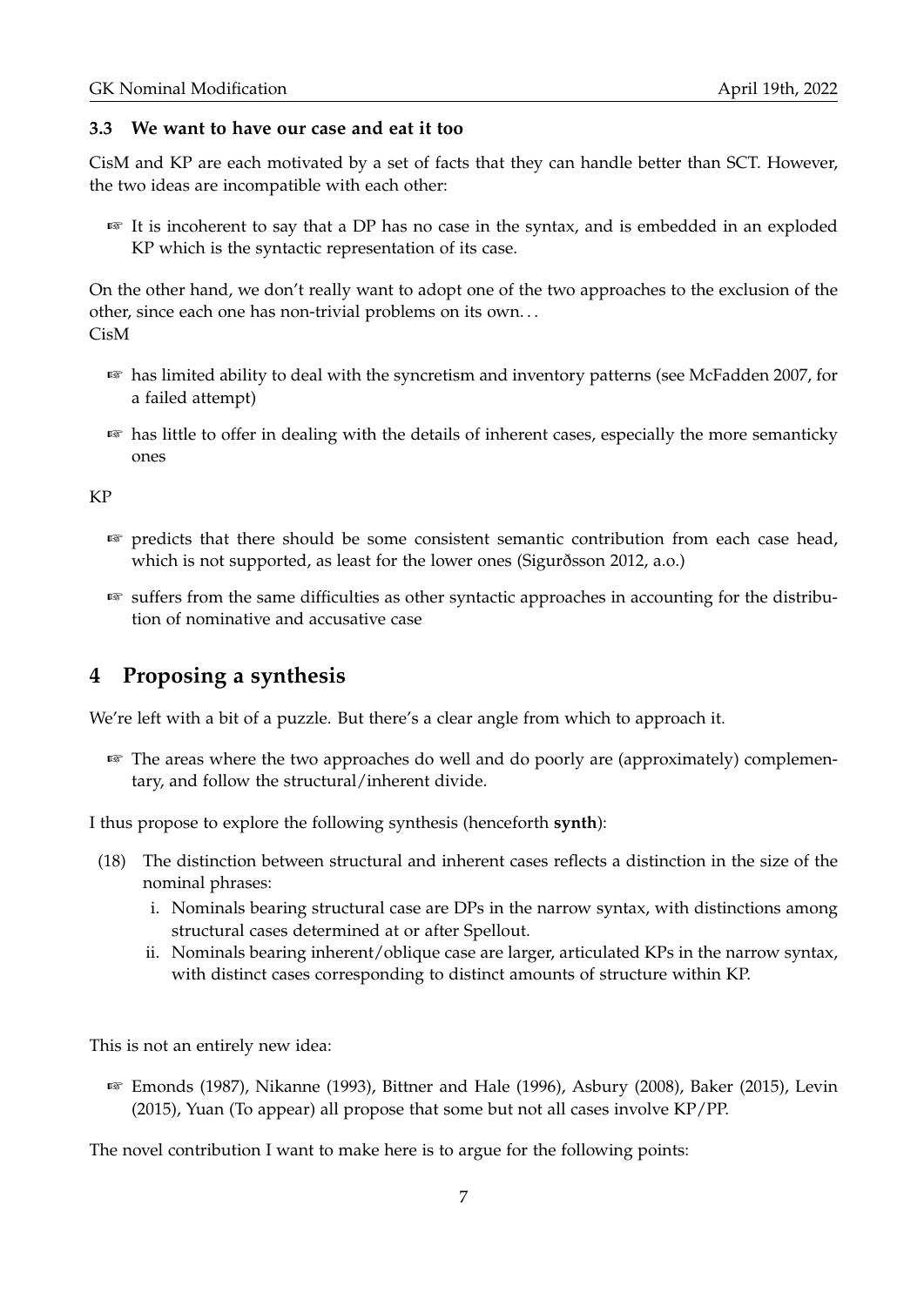### 3.3 We want to have our case and eat it too

CisM and KP are each motivated by a set of facts that they can handle better than SCT. However, the two ideas are incompatible with each other:

☞ It is incoherent to say that a DP has no case in the syntax, and is embedded in an exploded KP which is the syntactic representation of its case.

On the other hand, we don't really want to adopt one of the two approaches to the exclusion of the other, since each one has non-trivial problems on its own...

CisM

☞ has limited ability to deal with the syncretism and inventory patterns (see McFadden 2007, for a failed attempt)

☞ has little to offer in dealing with the details of inherent cases, especially the more semanticky ones

KP

☞ predicts that there should be some consistent semantic contribution from each case head, which is not supported, as least for the lower ones (Sigurðsson 2012, a.o.)

☞ suffers from the same difficulties as other syntactic approaches in accounting for the distribution of nominative and accusative case

# 4 Proposing a synthesis

We're left with a bit of a puzzle. But there's a clear angle from which to approach it.

☞ The areas where the two approaches do well and do poorly are (approximately) complementary, and follow the structural/inherent divide.

I thus propose to explore the following synthesis (henceforth **synth**):

(18) The distinction between structural and inherent cases reflects a distinction in the size of the nominal phrases:

  i. Nominals bearing structural case are DPs in the narrow syntax, with distinctions among structural cases determined at or after Spellout.

  ii. Nominals bearing inherent/oblique case are larger, articulated KPs in the narrow syntax, with distinct cases corresponding to distinct amounts of structure within KP.

This is not an entirely new idea:

☞ Emonds (1987), Nikanne (1993), Bittner and Hale (1996), Asbury (2008), Baker (2015), Levin (2015), Yuan (To appear) all propose that some but not all cases involve KP/PP.

The novel contribution I want to make here is to argue for the following points: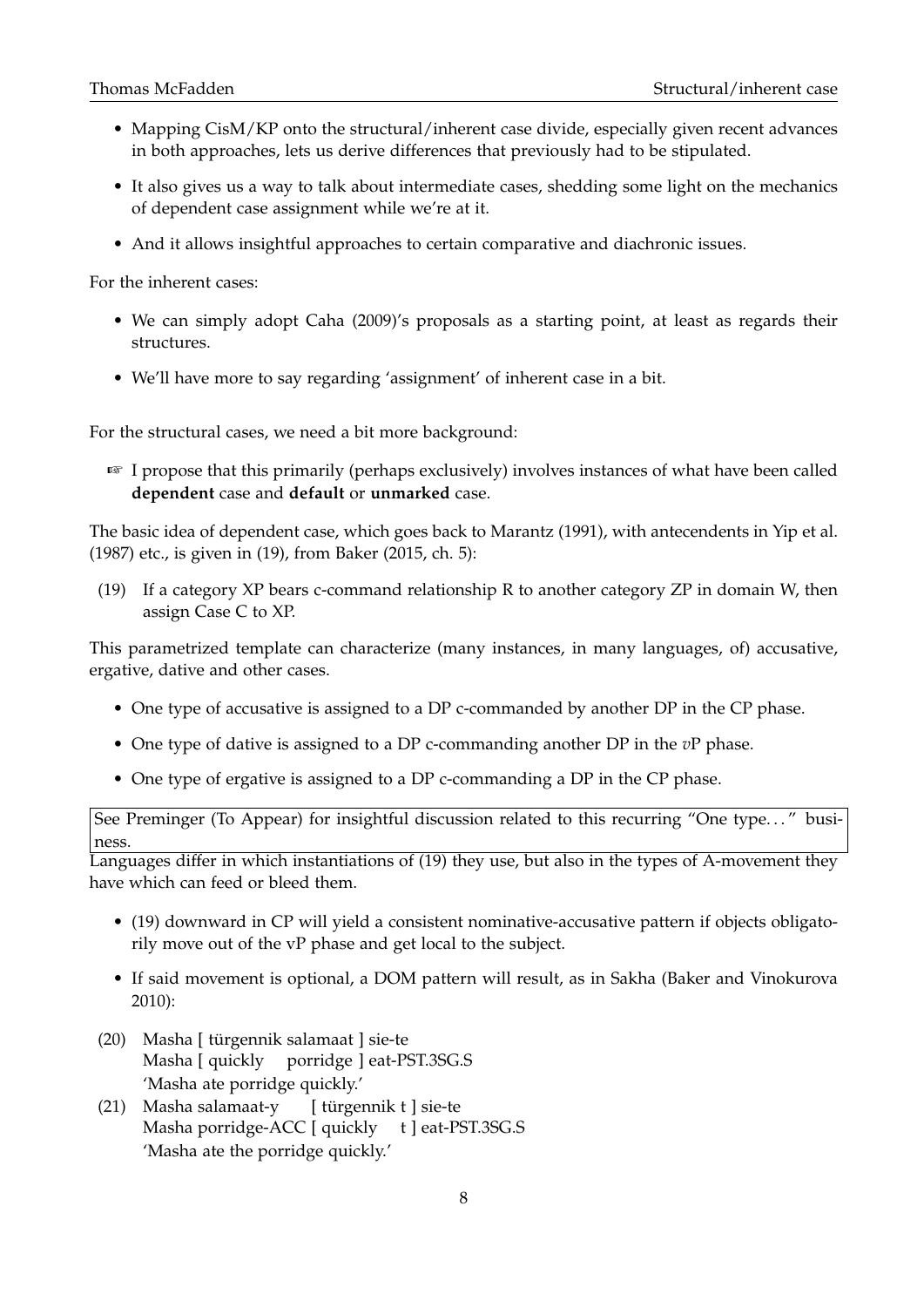- Mapping CisM/KP onto the structural/inherent case divide, especially given recent advances in both approaches, lets us derive differences that previously had to be stipulated.
- It also gives us a way to talk about intermediate cases, shedding some light on the mechanics of dependent case assignment while we're at it.
- And it allows insightful approaches to certain comparative and diachronic issues.

For the inherent cases:

- We can simply adopt Caha (2009)'s proposals as a starting point, at least as regards their structures.
- We'll have more to say regarding 'assignment' of inherent case in a bit.

For the structural cases, we need a bit more background:

☞ I propose that this primarily (perhaps exclusively) involves instances of what have been called **dependent** case and **default** or **unmarked** case.

The basic idea of dependent case, which goes back to Marantz (1991), with antecendents in Yip et al. (1987) etc., is given in (19), from Baker (2015, ch. 5):

(19) If a category XP bears c-command relationship R to another category ZP in domain W, then assign Case C to XP.

This parametrized template can characterize (many instances, in many languages, of) accusative, ergative, dative and other cases.

- One type of accusative is assigned to a DP c-commanded by another DP in the CP phase.
- One type of dative is assigned to a DP c-commanding another DP in the *v*P phase.
- One type of ergative is assigned to a DP c-commanding a DP in the CP phase.

See Preminger (To Appear) for insightful discussion related to this recurring "One type…" business.

Languages differ in which instantiations of (19) they use, but also in the types of A-movement they have which can feed or bleed them.

- (19) downward in CP will yield a consistent nominative-accusative pattern if objects obligatorily move out of the vP phase and get local to the subject.
- If said movement is optional, a DOM pattern will result, as in Sakha (Baker and Vinokurova 2010):

(20) Masha [ türgennik salamaat ] sie-te
Masha [ quickly porridge ] eat-PST.3SG.S
'Masha ate porridge quickly.'

(21) Masha salamaat-y [ türgennik t ] sie-te
Masha porridge-ACC [ quickly t ] eat-PST.3SG.S
'Masha ate the porridge quickly.'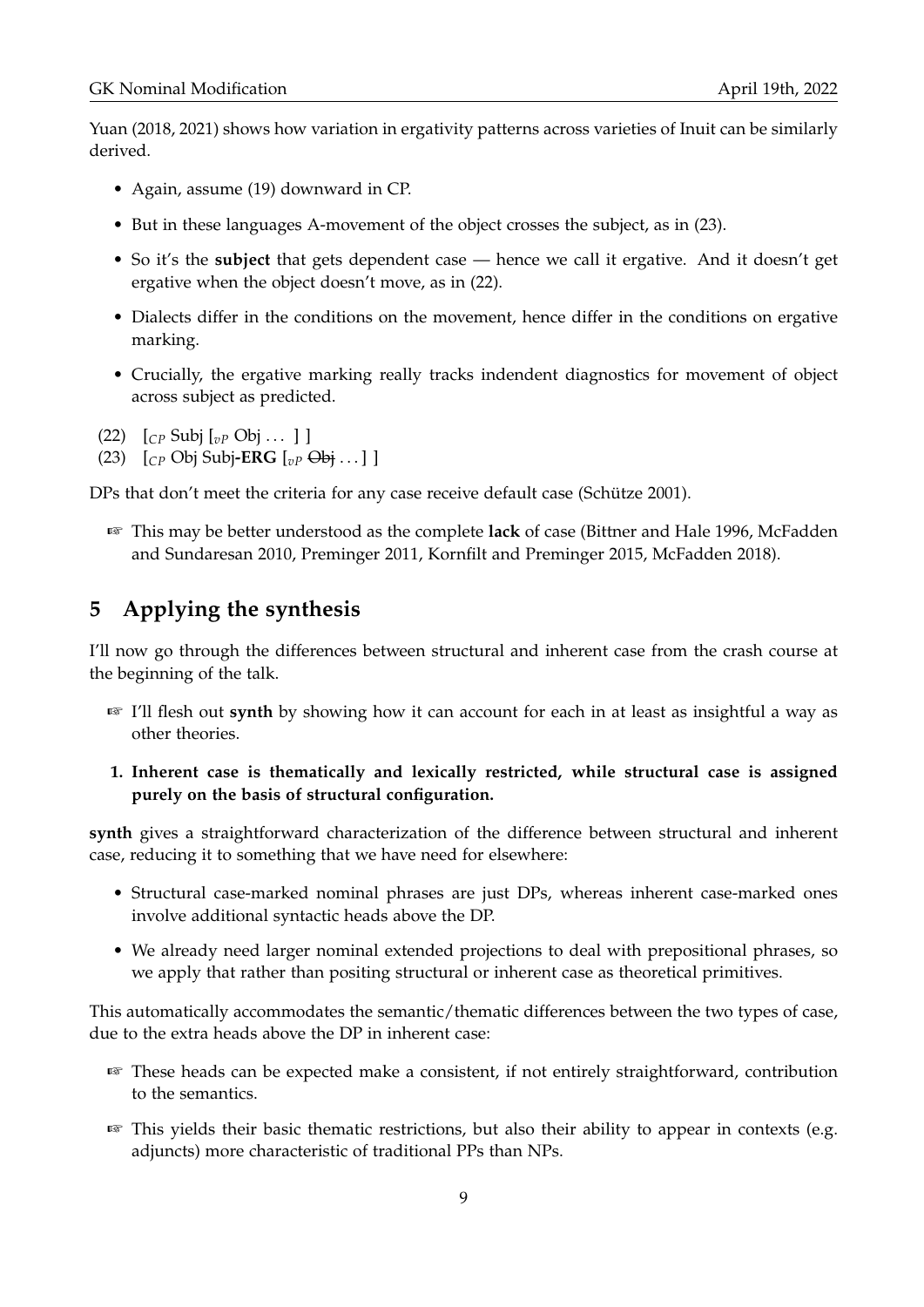Yuan (2018, 2021) shows how variation in ergativity patterns across varieties of Inuit can be similarly derived.

- Again, assume (19) downward in CP.
- But in these languages A-movement of the object crosses the subject, as in (23).
- So it's the **subject** that gets dependent case — hence we call it ergative. And it doesn't get ergative when the object doesn't move, as in (22).
- Dialects differ in the conditions on the movement, hence differ in the conditions on ergative marking.
- Crucially, the ergative marking really tracks indendent diagnostics for movement of object across subject as predicted.

(22) [$_{CP}$ Subj [$_{vP}$ Obj ... ] ]
(23) [$_{CP}$ Obj Subj-**ERG** [$_{vP}$ ~~Obj~~ ... ] ]

DPs that don't meet the criteria for any case receive default case (Schütze 2001).

☞ This may be better understood as the complete **lack** of case (Bittner and Hale 1996, McFadden and Sundaresan 2010, Preminger 2011, Kornfilt and Preminger 2015, McFadden 2018).

## 5 Applying the synthesis

I'll now go through the differences between structural and inherent case from the crash course at the beginning of the talk.

☞ I'll flesh out **synth** by showing how it can account for each in at least as insightful a way as other theories.

**1. Inherent case is thematically and lexically restricted, while structural case is assigned purely on the basis of structural configuration.**

**synth** gives a straightforward characterization of the difference between structural and inherent case, reducing it to something that we have need for elsewhere:

- Structural case-marked nominal phrases are just DPs, whereas inherent case-marked ones involve additional syntactic heads above the DP.
- We already need larger nominal extended projections to deal with prepositional phrases, so we apply that rather than positing structural or inherent case as theoretical primitives.

This automatically accommodates the semantic/thematic differences between the two types of case, due to the extra heads above the DP in inherent case:

☞ These heads can be expected make a consistent, if not entirely straightforward, contribution to the semantics.

☞ This yields their basic thematic restrictions, but also their ability to appear in contexts (e.g. adjuncts) more characteristic of traditional PPs than NPs.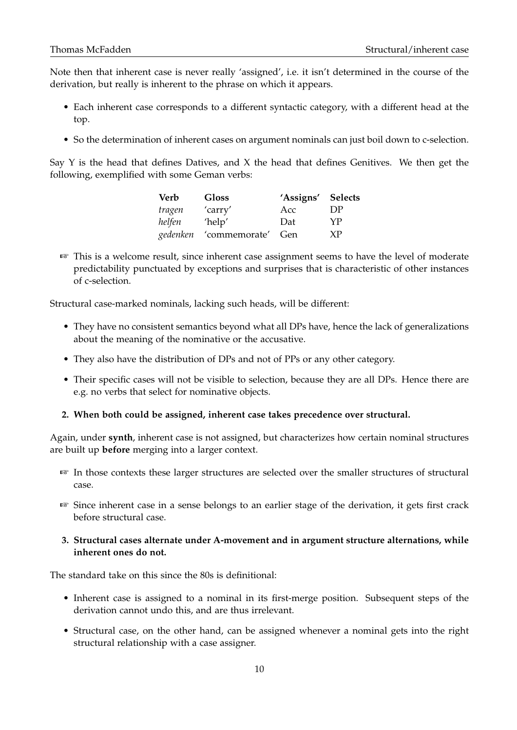Note then that inherent case is never really 'assigned', i.e. it isn't determined in the course of the derivation, but really is inherent to the phrase on which it appears.

- Each inherent case corresponds to a different syntactic category, with a different head at the top.
- So the determination of inherent cases on argument nominals can just boil down to c-selection.

Say Y is the head that defines Datives, and X the head that defines Genitives. We then get the following, exemplified with some Geman verbs:

| Verb | Gloss | 'Assigns' | Selects |
|---|---|---|---|
| *tragen* | 'carry' | Acc | DP |
| *helfen* | 'help' | Dat | YP |
| *gedenken* | 'commemorate' | Gen | XP |

☞ This is a welcome result, since inherent case assignment seems to have the level of moderate predictability punctuated by exceptions and surprises that is characteristic of other instances of c-selection.

Structural case-marked nominals, lacking such heads, will be different:

- They have no consistent semantics beyond what all DPs have, hence the lack of generalizations about the meaning of the nominative or the accusative.
- They also have the distribution of DPs and not of PPs or any other category.
- Their specific cases will not be visible to selection, because they are all DPs. Hence there are e.g. no verbs that select for nominative objects.

**2. When both could be assigned, inherent case takes precedence over structural.**

Again, under **synth**, inherent case is not assigned, but characterizes how certain nominal structures are built up **before** merging into a larger context.

☞ In those contexts these larger structures are selected over the smaller structures of structural case.

☞ Since inherent case in a sense belongs to an earlier stage of the derivation, it gets first crack before structural case.

**3. Structural cases alternate under A-movement and in argument structure alternations, while inherent ones do not.**

The standard take on this since the 80s is definitional:

- Inherent case is assigned to a nominal in its first-merge position. Subsequent steps of the derivation cannot undo this, and are thus irrelevant.
- Structural case, on the other hand, can be assigned whenever a nominal gets into the right structural relationship with a case assigner.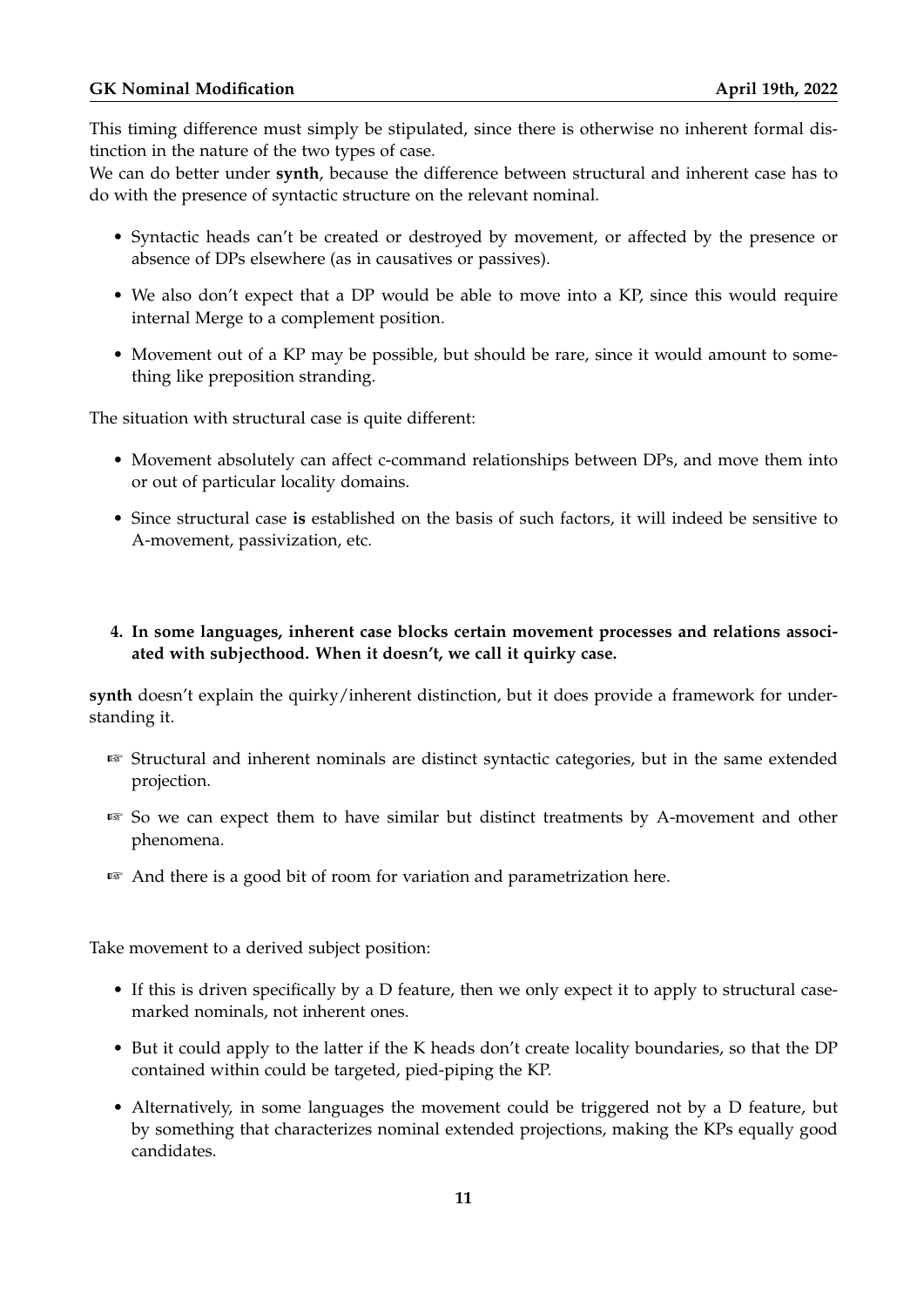This timing difference must simply be stipulated, since there is otherwise no inherent formal distinction in the nature of the two types of case.

We can do better under **synth**, because the difference between structural and inherent case has to do with the presence of syntactic structure on the relevant nominal.

- Syntactic heads can't be created or destroyed by movement, or affected by the presence or absence of DPs elsewhere (as in causatives or passives).
- We also don't expect that a DP would be able to move into a KP, since this would require internal Merge to a complement position.
- Movement out of a KP may be possible, but should be rare, since it would amount to something like preposition stranding.

The situation with structural case is quite different:

- Movement absolutely can affect c-command relationships between DPs, and move them into or out of particular locality domains.
- Since structural case **is** established on the basis of such factors, it will indeed be sensitive to A-movement, passivization, etc.

**4. In some languages, inherent case blocks certain movement processes and relations associated with subjecthood. When it doesn't, we call it quirky case.**

**synth** doesn't explain the quirky/inherent distinction, but it does provide a framework for understanding it.

- ☞ Structural and inherent nominals are distinct syntactic categories, but in the same extended projection.
- ☞ So we can expect them to have similar but distinct treatments by A-movement and other phenomena.
- ☞ And there is a good bit of room for variation and parametrization here.

Take movement to a derived subject position:

- If this is driven specifically by a D feature, then we only expect it to apply to structural case-marked nominals, not inherent ones.
- But it could apply to the latter if the K heads don't create locality boundaries, so that the DP contained within could be targeted, pied-piping the KP.
- Alternatively, in some languages the movement could be triggered not by a D feature, but by something that characterizes nominal extended projections, making the KPs equally good candidates.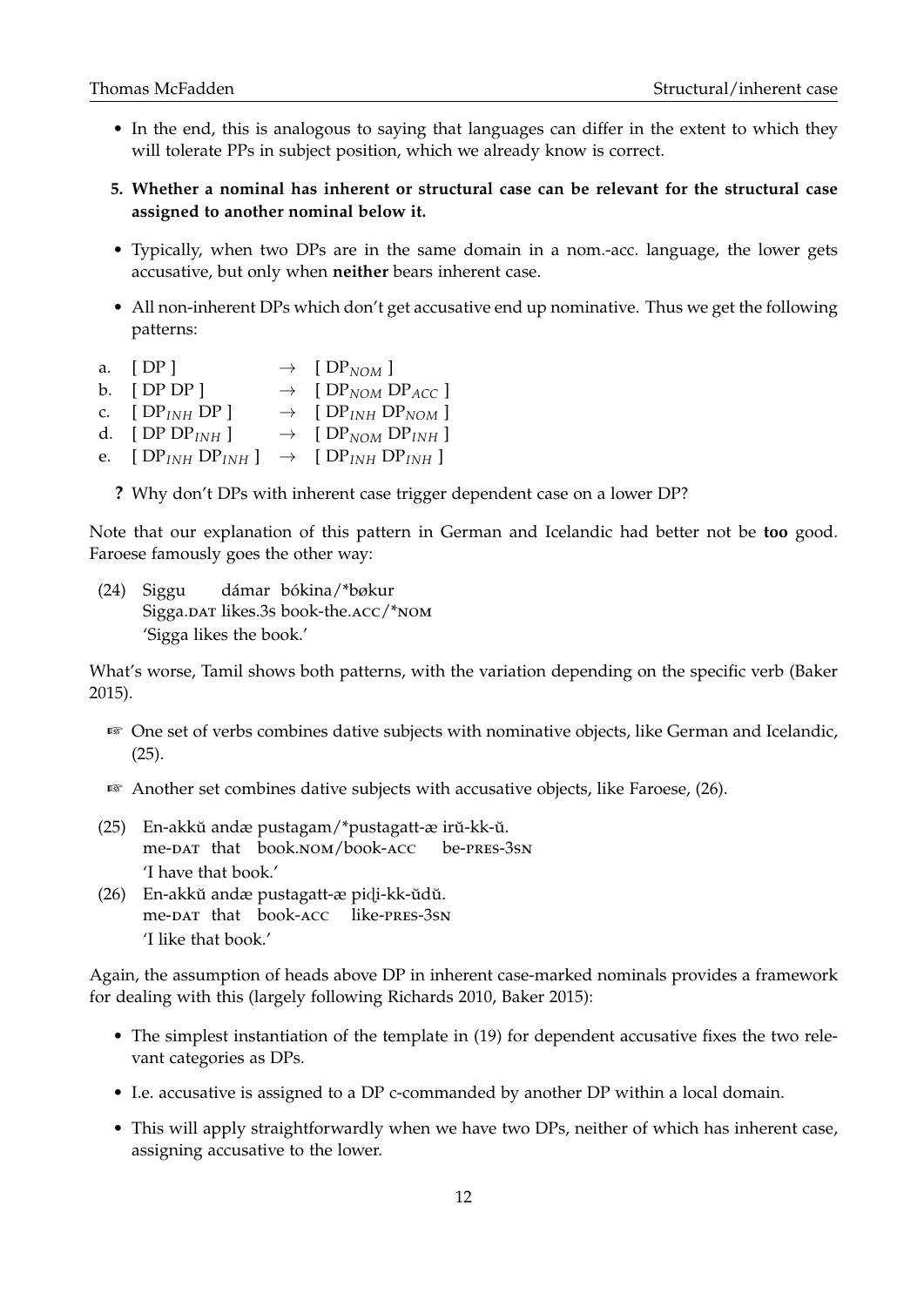- In the end, this is analogous to saying that languages can differ in the extent to which they will tolerate PPs in subject position, which we already know is correct.

**5. Whether a nominal has inherent or structural case can be relevant for the structural case assigned to another nominal below it.**

- Typically, when two DPs are in the same domain in a nom.-acc. language, the lower gets accusative, but only when **neither** bears inherent case.
- All non-inherent DPs which don't get accusative end up nominative. Thus we get the following patterns:

a. [ DP ] $\rightarrow$ [ $\text{DP}_{NOM}$ ]
b. [ DP DP ] $\rightarrow$ [ $\text{DP}_{NOM}$ $\text{DP}_{ACC}$ ]
c. [ $\text{DP}_{INH}$ DP ] $\rightarrow$ [ $\text{DP}_{INH}$ $\text{DP}_{NOM}$ ]
d. [ DP $\text{DP}_{INH}$ ] $\rightarrow$ [ $\text{DP}_{NOM}$ $\text{DP}_{INH}$ ]
e. [ $\text{DP}_{INH}$ $\text{DP}_{INH}$ ] $\rightarrow$ [ $\text{DP}_{INH}$ $\text{DP}_{INH}$ ]

  **?** Why don't DPs with inherent case trigger dependent case on a lower DP?

Note that our explanation of this pattern in German and Icelandic had better not be **too** good. Faroese famously goes the other way:

(24) Siggu dámar bókina/*bøkur
Sigga.DAT likes.3s book-the.ACC/*NOM
'Sigga likes the book.'

What's worse, Tamil shows both patterns, with the variation depending on the specific verb (Baker 2015).

☞ One set of verbs combines dative subjects with nominative objects, like German and Icelandic, (25).

☞ Another set combines dative subjects with accusative objects, like Faroese, (26).

(25) En-akkŭ andæ pustagam/*pustagatt-æ irŭ-kk-ŭ.
me-DAT that book.NOM/book-ACC be-PRES-3SN
'I have that book.'

(26) En-akkŭ andæ pustagatt-æ piḍi-kk-ŭdŭ.
me-DAT that book-ACC like-PRES-3SN
'I like that book.'

Again, the assumption of heads above DP in inherent case-marked nominals provides a framework for dealing with this (largely following Richards 2010, Baker 2015):

- The simplest instantiation of the template in (19) for dependent accusative fixes the two relevant categories as DPs.
- I.e. accusative is assigned to a DP c-commanded by another DP within a local domain.
- This will apply straightforwardly when we have two DPs, neither of which has inherent case, assigning accusative to the lower.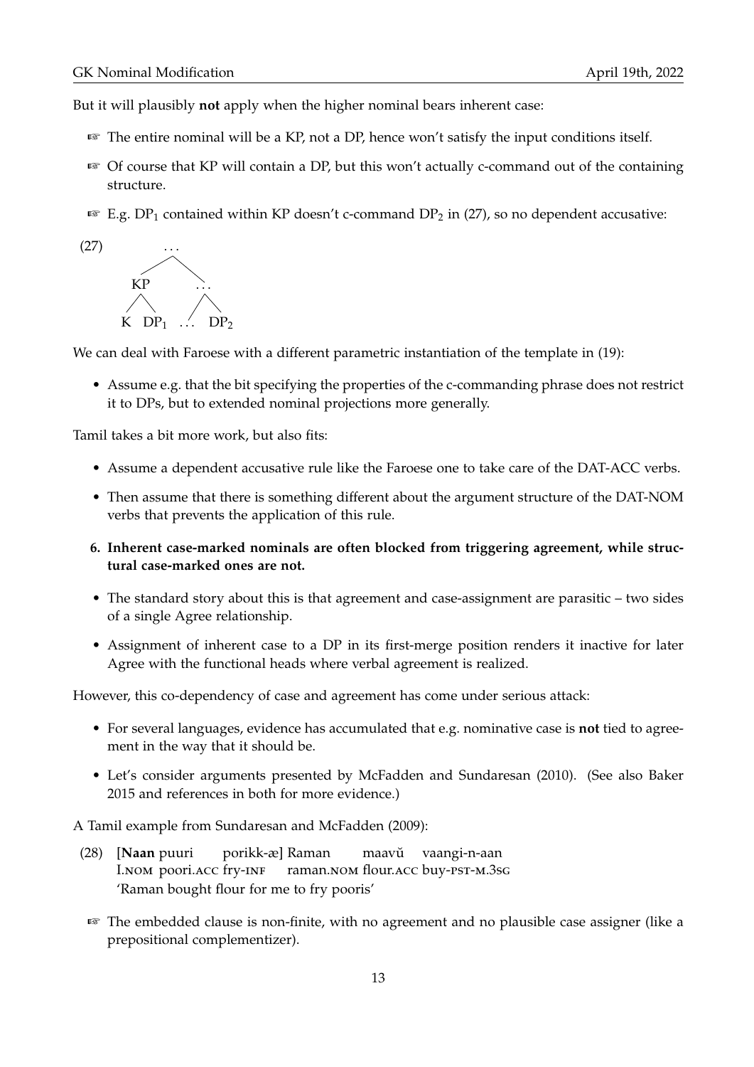But it will plausibly **not** apply when the higher nominal bears inherent case:

- ☞ The entire nominal will be a KP, not a DP, hence won't satisfy the input conditions itself.
- ☞ Of course that KP will contain a DP, but this won't actually c-command out of the containing structure.
- ☞ E.g. $DP_1$ contained within KP doesn't c-command $DP_2$ in (27), so no dependent accusative:

(27)

```
          ...
        /     \
      KP       ...
     /  \     /   \
    K   DP1 ...   DP2
```

We can deal with Faroese with a different parametric instantiation of the template in (19):

- Assume e.g. that the bit specifying the properties of the c-commanding phrase does not restrict it to DPs, but to extended nominal projections more generally.

Tamil takes a bit more work, but also fits:

- Assume a dependent accusative rule like the Faroese one to take care of the DAT-ACC verbs.
- Then assume that there is something different about the argument structure of the DAT-NOM verbs that prevents the application of this rule.

6. **Inherent case-marked nominals are often blocked from triggering agreement, while structural case-marked ones are not.**

- The standard story about this is that agreement and case-assignment are parasitic – two sides of a single Agree relationship.
- Assignment of inherent case to a DP in its first-merge position renders it inactive for later Agree with the functional heads where verbal agreement is realized.

However, this co-dependency of case and agreement has come under serious attack:

- For several languages, evidence has accumulated that e.g. nominative case is **not** tied to agreement in the way that it should be.
- Let's consider arguments presented by McFadden and Sundaresan (2010). (See also Baker 2015 and references in both for more evidence.)

A Tamil example from Sundaresan and McFadden (2009):

(28) [**Naan** puuri porikk-æ] Raman maavŭ vaangi-n-aan
I.NOM poori.ACC fry-INF raman.NOM flour.ACC buy-PST-M.3SG
'Raman bought flour for me to fry pooris'

- ☞ The embedded clause is non-finite, with no agreement and no plausible case assigner (like a prepositional complementizer).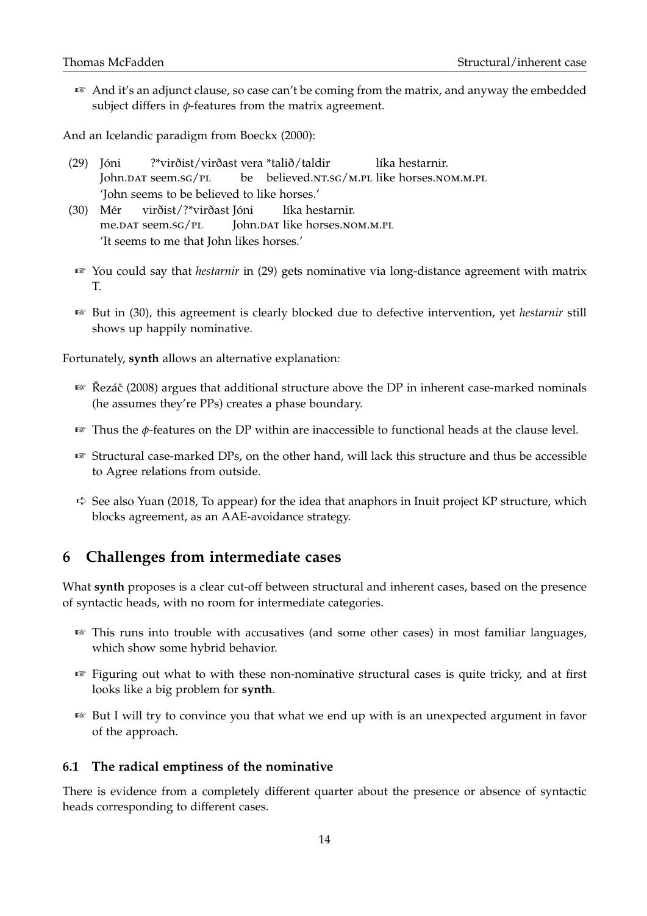☞ And it's an adjunct clause, so case can't be coming from the matrix, and anyway the embedded subject differs in $\phi$-features from the matrix agreement.

And an Icelandic paradigm from Boeckx (2000):

(29) Jóni ?*virðist/virðast vera *talið/taldir líka hestarnir.
John.DAT seem.SG/PL be believed.NT.SG/M.PL like horses.NOM.M.PL
'John seems to be believed to like horses.'

(30) Mér virðist/?*virðast Jóni líka hestarnir.
me.DAT seem.SG/PL John.DAT like horses.NOM.M.PL
'It seems to me that John likes horses.'

☞ You could say that *hestarnir* in (29) gets nominative via long-distance agreement with matrix T.

☞ But in (30), this agreement is clearly blocked due to defective intervention, yet *hestarnir* still shows up happily nominative.

Fortunately, **synth** allows an alternative explanation:

☞ Řezáč (2008) argues that additional structure above the DP in inherent case-marked nominals (he assumes they're PPs) creates a phase boundary.

☞ Thus the $\phi$-features on the DP within are inaccessible to functional heads at the clause level.

☞ Structural case-marked DPs, on the other hand, will lack this structure and thus be accessible to Agree relations from outside.

➪ See also Yuan (2018, To appear) for the idea that anaphors in Inuit project KP structure, which blocks agreement, as an AAE-avoidance strategy.

## 6 Challenges from intermediate cases

What **synth** proposes is a clear cut-off between structural and inherent cases, based on the presence of syntactic heads, with no room for intermediate categories.

☞ This runs into trouble with accusatives (and some other cases) in most familiar languages, which show some hybrid behavior.

☞ Figuring out what to with these non-nominative structural cases is quite tricky, and at first looks like a big problem for **synth**.

☞ But I will try to convince you that what we end up with is an unexpected argument in favor of the approach.

### 6.1 The radical emptiness of the nominative

There is evidence from a completely different quarter about the presence or absence of syntactic heads corresponding to different cases.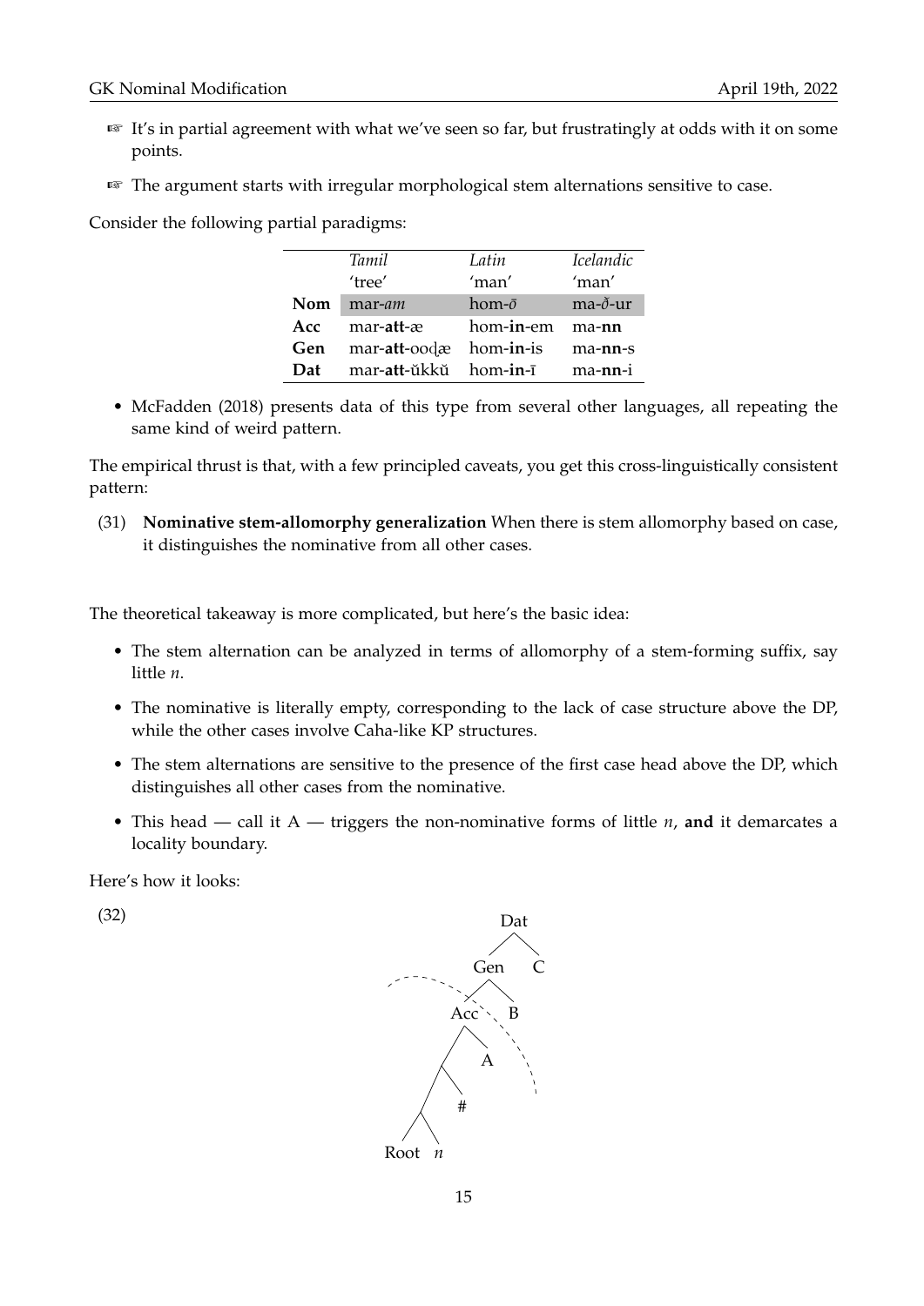☞ It's in partial agreement with what we've seen so far, but frustratingly at odds with it on some points.

☞ The argument starts with irregular morphological stem alternations sensitive to case.

Consider the following partial paradigms:

| | *Tamil* | *Latin* | *Icelandic* |
|---|---|---|---|
| | 'tree' | 'man' | 'man' |
| **Nom** | mar-*am* | hom-*ō* | ma-*ð*-ur |
| **Acc** | mar-**att**-æ | hom-**in**-em | ma-**nn** |
| **Gen** | mar-**att**-ooɖæ | hom-**in**-is | ma-**nn**-s |
| **Dat** | mar-**att**-ŭkkŭ | hom-**in**-ī | ma-**nn**-i |

- McFadden (2018) presents data of this type from several other languages, all repeating the same kind of weird pattern.

The empirical thrust is that, with a few principled caveats, you get this cross-linguistically consistent pattern:

(31) **Nominative stem-allomorphy generalization** When there is stem allomorphy based on case, it distinguishes the nominative from all other cases.

The theoretical takeaway is more complicated, but here's the basic idea:

- The stem alternation can be analyzed in terms of allomorphy of a stem-forming suffix, say little *n*.
- The nominative is literally empty, corresponding to the lack of case structure above the DP, while the other cases involve Caha-like KP structures.
- The stem alternations are sensitive to the presence of the first case head above the DP, which distinguishes all other cases from the nominative.
- This head — call it A — triggers the non-nominative forms of little *n*, **and** it demarcates a locality boundary.

Here's how it looks:

(32)

```
                Dat
               /   \
            Gen     C
           /   \
        Acc     B
       /   \
      .     A
     / \
    .   #
   / \
Root  n
```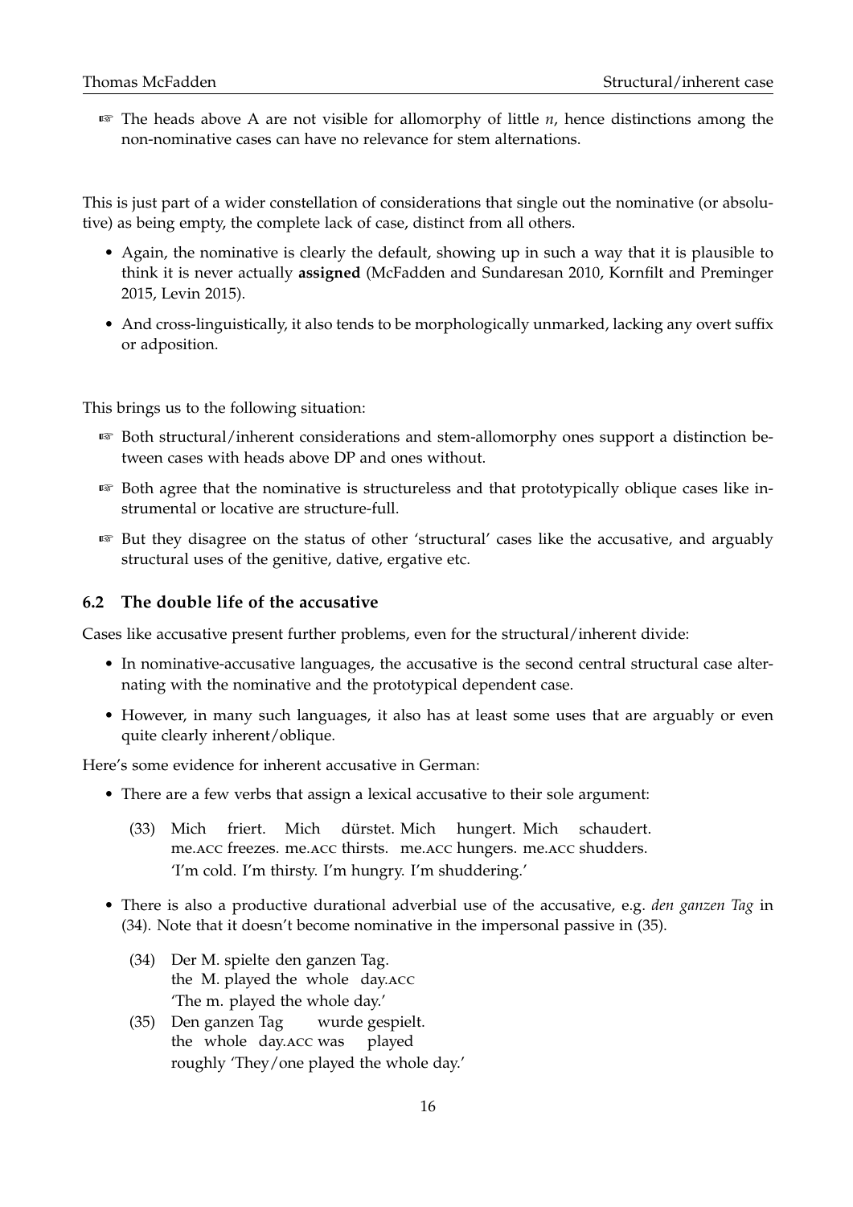☞ The heads above A are not visible for allomorphy of little *n*, hence distinctions among the non-nominative cases can have no relevance for stem alternations.

This is just part of a wider constellation of considerations that single out the nominative (or absolutive) as being empty, the complete lack of case, distinct from all others.

- Again, the nominative is clearly the default, showing up in such a way that it is plausible to think it is never actually **assigned** (McFadden and Sundaresan 2010, Kornfilt and Preminger 2015, Levin 2015).
- And cross-linguistically, it also tends to be morphologically unmarked, lacking any overt suffix or adposition.

This brings us to the following situation:

☞ Both structural/inherent considerations and stem-allomorphy ones support a distinction between cases with heads above DP and ones without.

☞ Both agree that the nominative is structureless and that prototypically oblique cases like instrumental or locative are structure-full.

☞ But they disagree on the status of other 'structural' cases like the accusative, and arguably structural uses of the genitive, dative, ergative etc.

### 6.2 The double life of the accusative

Cases like accusative present further problems, even for the structural/inherent divide:

- In nominative-accusative languages, the accusative is the second central structural case alternating with the nominative and the prototypical dependent case.
- However, in many such languages, it also has at least some uses that are arguably or even quite clearly inherent/oblique.

Here's some evidence for inherent accusative in German:

- There are a few verbs that assign a lexical accusative to their sole argument:

  (33) Mich friert. Mich dürstet. Mich hungert. Mich schaudert.
  me.ACC freezes. me.ACC thirsts. me.ACC hungers. me.ACC shudders.
  'I'm cold. I'm thirsty. I'm hungry. I'm shuddering.'

- There is also a productive durational adverbial use of the accusative, e.g. *den ganzen Tag* in (34). Note that it doesn't become nominative in the impersonal passive in (35).

  (34) Der M. spielte den ganzen Tag.
  the M. played the whole day.ACC
  'The m. played the whole day.'

  (35) Den ganzen Tag wurde gespielt.
  the whole day.ACC was played
  roughly 'They/one played the whole day.'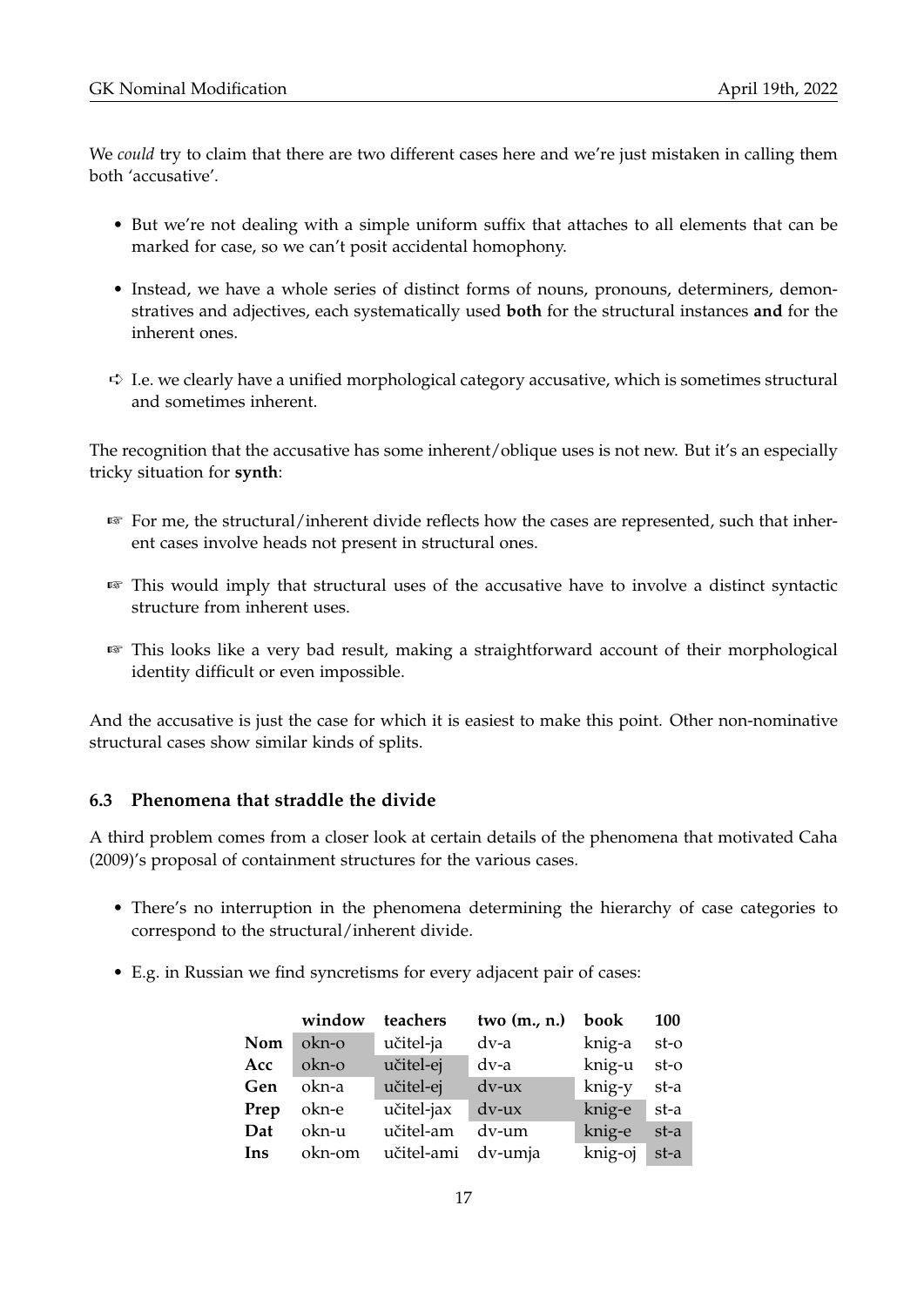We *could* try to claim that there are two different cases here and we're just mistaken in calling them both 'accusative'.

- But we're not dealing with a simple uniform suffix that attaches to all elements that can be marked for case, so we can't posit accidental homophony.
- Instead, we have a whole series of distinct forms of nouns, pronouns, determiners, demonstratives and adjectives, each systematically used **both** for the structural instances **and** for the inherent ones.

➪ I.e. we clearly have a unified morphological category accusative, which is sometimes structural and sometimes inherent.

The recognition that the accusative has some inherent/oblique uses is not new. But it's an especially tricky situation for **synth**:

☞ For me, the structural/inherent divide reflects how the cases are represented, such that inherent cases involve heads not present in structural ones.

☞ This would imply that structural uses of the accusative have to involve a distinct syntactic structure from inherent uses.

☞ This looks like a very bad result, making a straightforward account of their morphological identity difficult or even impossible.

And the accusative is just the case for which it is easiest to make this point. Other non-nominative structural cases show similar kinds of splits.

### 6.3 Phenomena that straddle the divide

A third problem comes from a closer look at certain details of the phenomena that motivated Caha (2009)'s proposal of containment structures for the various cases.

- There's no interruption in the phenomena determining the hierarchy of case categories to correspond to the structural/inherent divide.
- E.g. in Russian we find syncretisms for every adjacent pair of cases:

| | **window** | **teachers** | **two (m., n.)** | **book** | **100** |
|---|---|---|---|---|---|
| **Nom** | okn-o | učitel-ja | dv-a | knig-a | st-o |
| **Acc** | okn-o | učitel-ej | dv-a | knig-u | st-o |
| **Gen** | okn-a | učitel-ej | dv-ux | knig-y | st-a |
| **Prep** | okn-e | učitel-jax | dv-ux | knig-e | st-a |
| **Dat** | okn-u | učitel-am | dv-um | knig-e | st-a |
| **Ins** | okn-om | učitel-ami | dv-umja | knig-oj | st-a |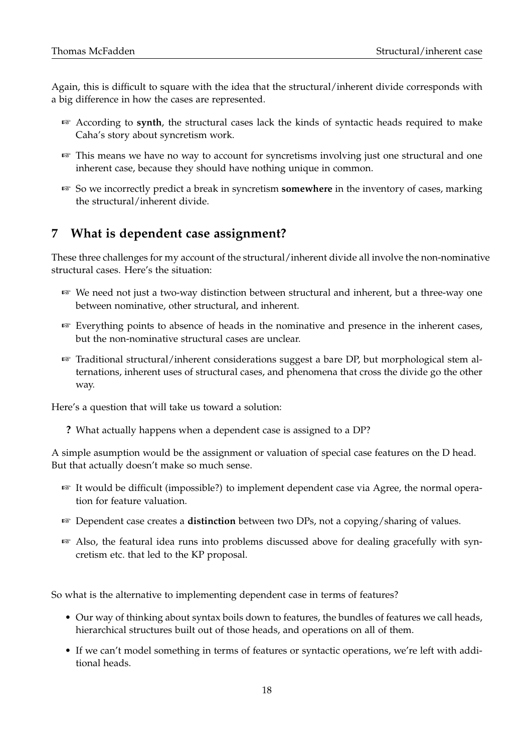Again, this is difficult to square with the idea that the structural/inherent divide corresponds with a big difference in how the cases are represented.

☞ According to **synth**, the structural cases lack the kinds of syntactic heads required to make Caha's story about syncretism work.

☞ This means we have no way to account for syncretisms involving just one structural and one inherent case, because they should have nothing unique in common.

☞ So we incorrectly predict a break in syncretism **somewhere** in the inventory of cases, marking the structural/inherent divide.

## 7 What is dependent case assignment?

These three challenges for my account of the structural/inherent divide all involve the non-nominative structural cases. Here's the situation:

☞ We need not just a two-way distinction between structural and inherent, but a three-way one between nominative, other structural, and inherent.

☞ Everything points to absence of heads in the nominative and presence in the inherent cases, but the non-nominative structural cases are unclear.

☞ Traditional structural/inherent considerations suggest a bare DP, but morphological stem alternations, inherent uses of structural cases, and phenomena that cross the divide go the other way.

Here's a question that will take us toward a solution:

**?** What actually happens when a dependent case is assigned to a DP?

A simple asumption would be the assignment or valuation of special case features on the D head. But that actually doesn't make so much sense.

☞ It would be difficult (impossible?) to implement dependent case via Agree, the normal operation for feature valuation.

☞ Dependent case creates a **distinction** between two DPs, not a copying/sharing of values.

☞ Also, the featural idea runs into problems discussed above for dealing gracefully with syncretism etc. that led to the KP proposal.

So what is the alternative to implementing dependent case in terms of features?

- Our way of thinking about syntax boils down to features, the bundles of features we call heads, hierarchical structures built out of those heads, and operations on all of them.
- If we can't model something in terms of features or syntactic operations, we're left with additional heads.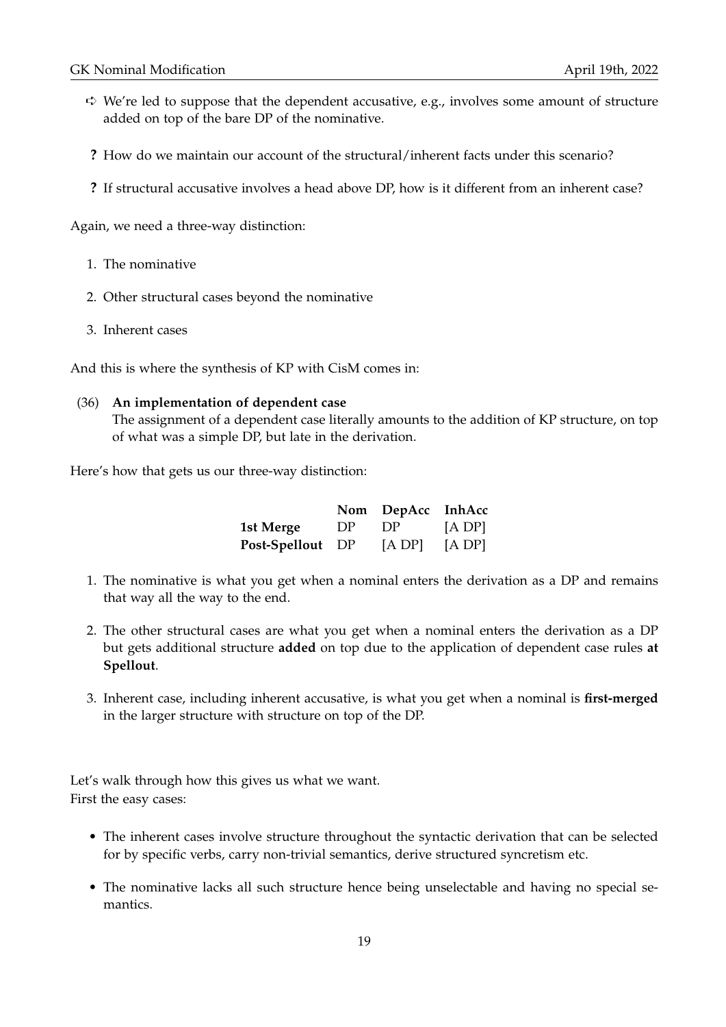- ➪ We're led to suppose that the dependent accusative, e.g., involves some amount of structure added on top of the bare DP of the nominative.

- **?** How do we maintain our account of the structural/inherent facts under this scenario?

- **?** If structural accusative involves a head above DP, how is it different from an inherent case?

Again, we need a three-way distinction:

1. The nominative
2. Other structural cases beyond the nominative
3. Inherent cases

And this is where the synthesis of KP with CisM comes in:

(36) **An implementation of dependent case**
The assignment of a dependent case literally amounts to the addition of KP structure, on top of what was a simple DP, but late in the derivation.

Here's how that gets us our three-way distinction:

| | **Nom** | **DepAcc** | **InhAcc** |
|---|---|---|---|
| **1st Merge** | DP | DP | [A DP] |
| **Post-Spellout** | DP | [A DP] | [A DP] |

1. The nominative is what you get when a nominal enters the derivation as a DP and remains that way all the way to the end.
2. The other structural cases are what you get when a nominal enters the derivation as a DP but gets additional structure **added** on top due to the application of dependent case rules **at Spellout**.
3. Inherent case, including inherent accusative, is what you get when a nominal is **first-merged** in the larger structure with structure on top of the DP.

Let's walk through how this gives us what we want.
First the easy cases:

- The inherent cases involve structure throughout the syntactic derivation that can be selected for by specific verbs, carry non-trivial semantics, derive structured syncretism etc.
- The nominative lacks all such structure hence being unselectable and having no special semantics.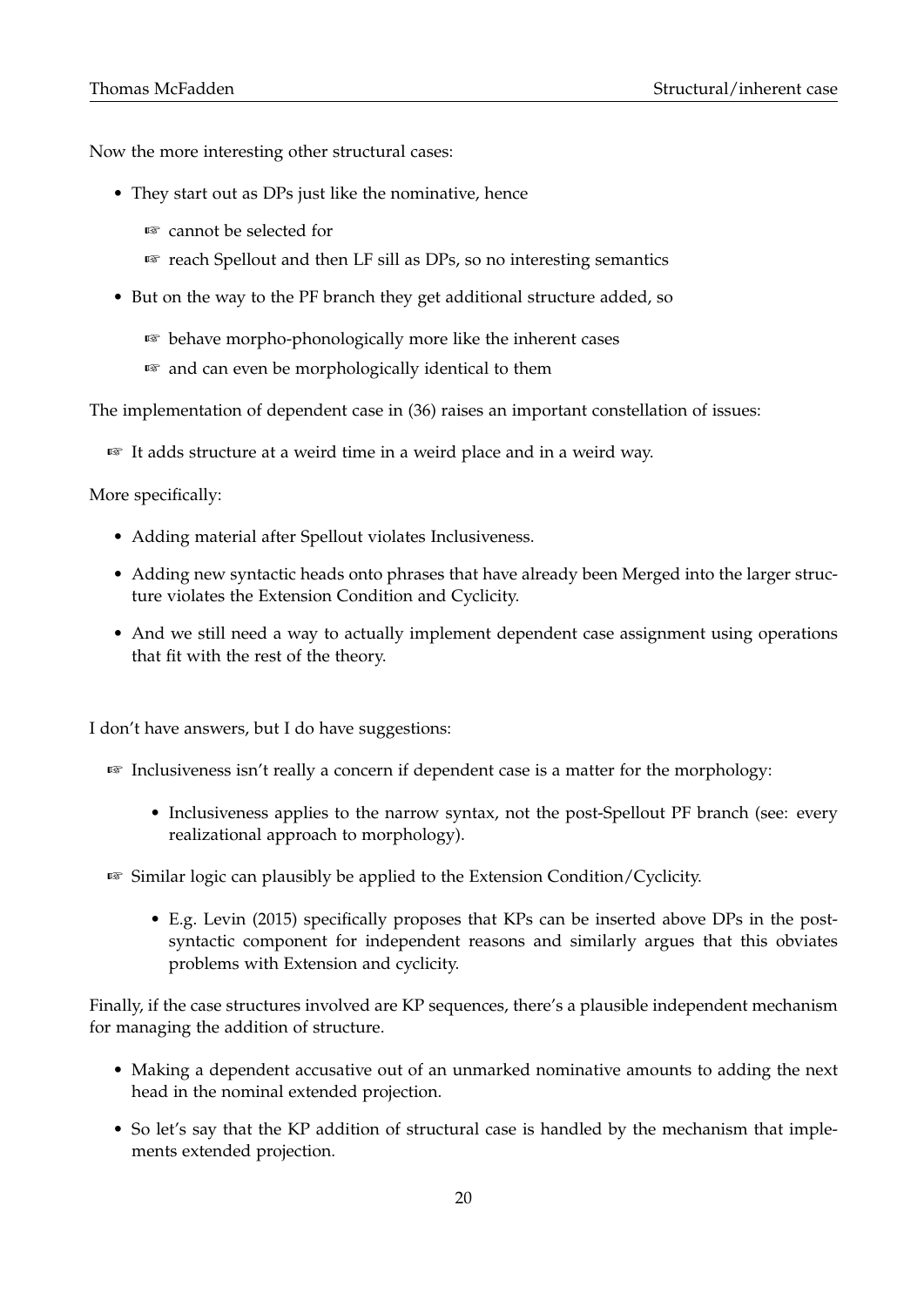Now the more interesting other structural cases:

- They start out as DPs just like the nominative, hence
  - ☞ cannot be selected for
  - ☞ reach Spellout and then LF sill as DPs, so no interesting semantics
- But on the way to the PF branch they get additional structure added, so
  - ☞ behave morpho-phonologically more like the inherent cases
  - ☞ and can even be morphologically identical to them

The implementation of dependent case in (36) raises an important constellation of issues:

☞ It adds structure at a weird time in a weird place and in a weird way.

More specifically:

- Adding material after Spellout violates Inclusiveness.
- Adding new syntactic heads onto phrases that have already been Merged into the larger structure violates the Extension Condition and Cyclicity.
- And we still need a way to actually implement dependent case assignment using operations that fit with the rest of the theory.

I don't have answers, but I do have suggestions:

☞ Inclusiveness isn't really a concern if dependent case is a matter for the morphology:

- Inclusiveness applies to the narrow syntax, not the post-Spellout PF branch (see: every realizational approach to morphology).

☞ Similar logic can plausibly be applied to the Extension Condition/Cyclicity.

- E.g. Levin (2015) specifically proposes that KPs can be inserted above DPs in the post-syntactic component for independent reasons and similarly argues that this obviates problems with Extension and cyclicity.

Finally, if the case structures involved are KP sequences, there's a plausible independent mechanism for managing the addition of structure.

- Making a dependent accusative out of an unmarked nominative amounts to adding the next head in the nominal extended projection.
- So let's say that the KP addition of structural case is handled by the mechanism that implements extended projection.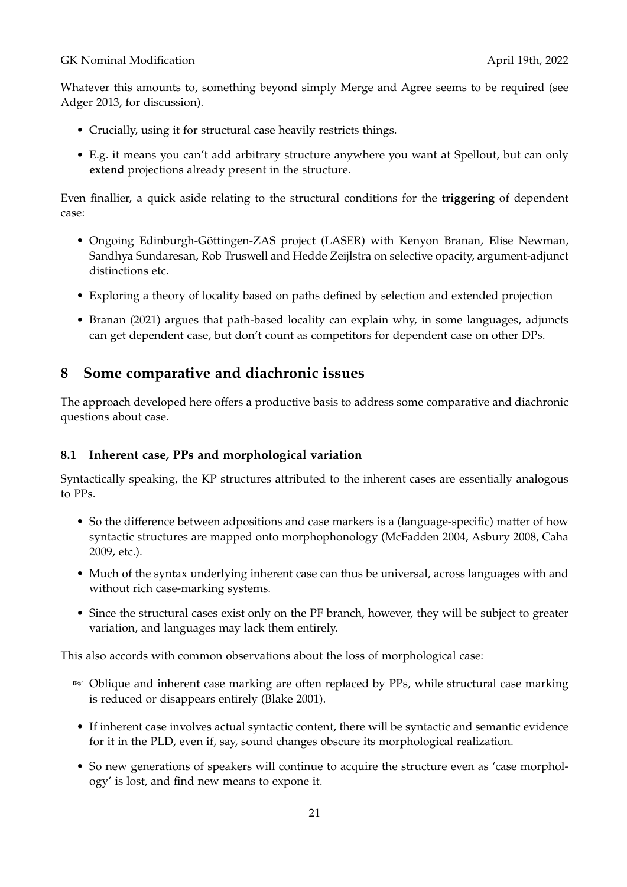Whatever this amounts to, something beyond simply Merge and Agree seems to be required (see Adger 2013, for discussion).

- Crucially, using it for structural case heavily restricts things.
- E.g. it means you can't add arbitrary structure anywhere you want at Spellout, but can only **extend** projections already present in the structure.

Even finallier, a quick aside relating to the structural conditions for the **triggering** of dependent case:

- Ongoing Edinburgh-Göttingen-ZAS project (LASER) with Kenyon Branan, Elise Newman, Sandhya Sundaresan, Rob Truswell and Hedde Zeijlstra on selective opacity, argument-adjunct distinctions etc.
- Exploring a theory of locality based on paths defined by selection and extended projection
- Branan (2021) argues that path-based locality can explain why, in some languages, adjuncts can get dependent case, but don't count as competitors for dependent case on other DPs.

# 8 Some comparative and diachronic issues

The approach developed here offers a productive basis to address some comparative and diachronic questions about case.

## 8.1 Inherent case, PPs and morphological variation

Syntactically speaking, the KP structures attributed to the inherent cases are essentially analogous to PPs.

- So the difference between adpositions and case markers is a (language-specific) matter of how syntactic structures are mapped onto morphophonology (McFadden 2004, Asbury 2008, Caha 2009, etc.).
- Much of the syntax underlying inherent case can thus be universal, across languages with and without rich case-marking systems.
- Since the structural cases exist only on the PF branch, however, they will be subject to greater variation, and languages may lack them entirely.

This also accords with common observations about the loss of morphological case:

- ☞ Oblique and inherent case marking are often replaced by PPs, while structural case marking is reduced or disappears entirely (Blake 2001).
- If inherent case involves actual syntactic content, there will be syntactic and semantic evidence for it in the PLD, even if, say, sound changes obscure its morphological realization.
- So new generations of speakers will continue to acquire the structure even as 'case morphology' is lost, and find new means to expone it.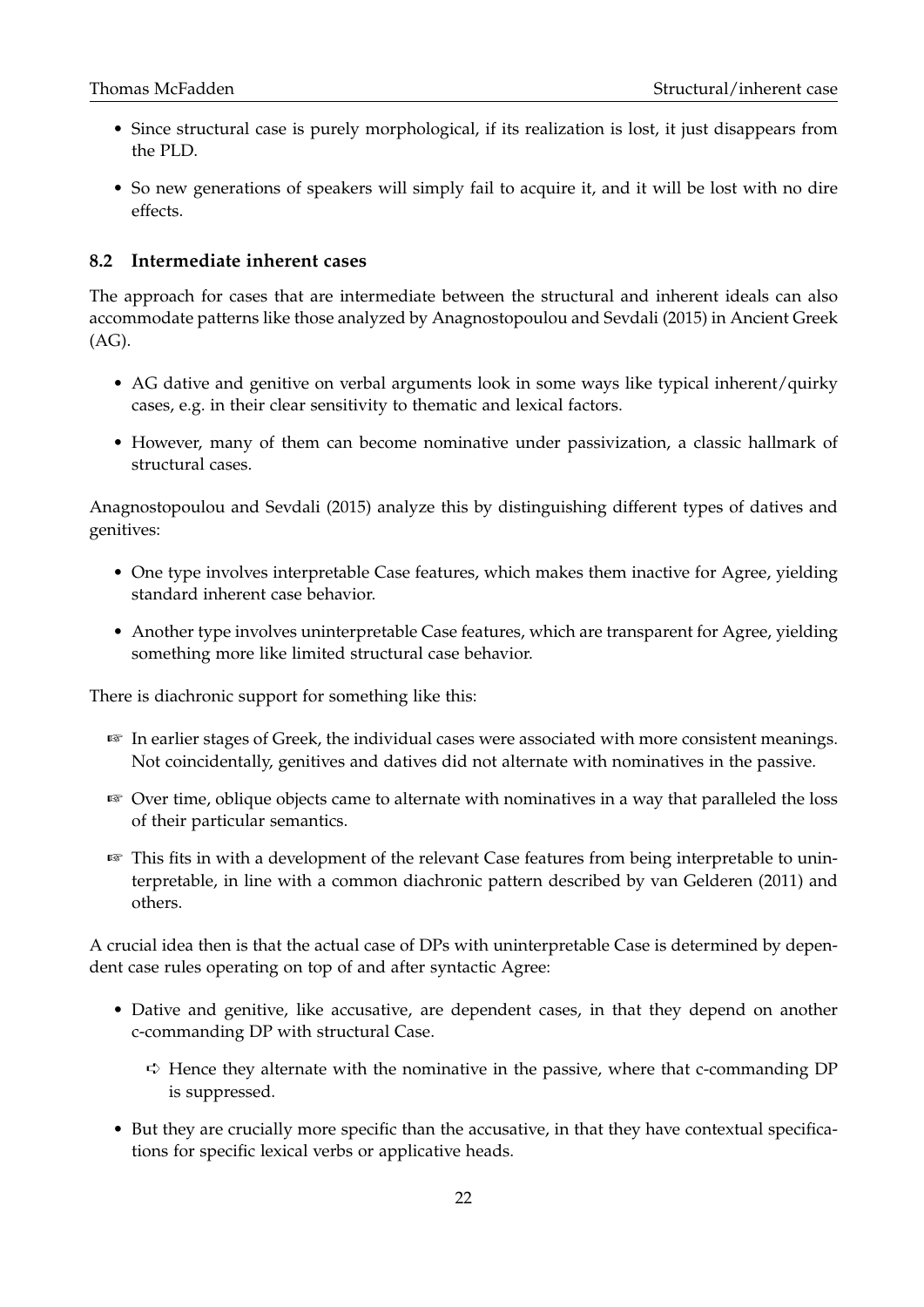- Since structural case is purely morphological, if its realization is lost, it just disappears from the PLD.
- So new generations of speakers will simply fail to acquire it, and it will be lost with no dire effects.

### 8.2 Intermediate inherent cases

The approach for cases that are intermediate between the structural and inherent ideals can also accommodate patterns like those analyzed by Anagnostopoulou and Sevdali (2015) in Ancient Greek (AG).

- AG dative and genitive on verbal arguments look in some ways like typical inherent/quirky cases, e.g. in their clear sensitivity to thematic and lexical factors.
- However, many of them can become nominative under passivization, a classic hallmark of structural cases.

Anagnostopoulou and Sevdali (2015) analyze this by distinguishing different types of datives and genitives:

- One type involves interpretable Case features, which makes them inactive for Agree, yielding standard inherent case behavior.
- Another type involves uninterpretable Case features, which are transparent for Agree, yielding something more like limited structural case behavior.

There is diachronic support for something like this:

- ☞ In earlier stages of Greek, the individual cases were associated with more consistent meanings. Not coincidentally, genitives and datives did not alternate with nominatives in the passive.
- ☞ Over time, oblique objects came to alternate with nominatives in a way that paralleled the loss of their particular semantics.
- ☞ This fits in with a development of the relevant Case features from being interpretable to uninterpretable, in line with a common diachronic pattern described by van Gelderen (2011) and others.

A crucial idea then is that the actual case of DPs with uninterpretable Case is determined by dependent case rules operating on top of and after syntactic Agree:

- Dative and genitive, like accusative, are dependent cases, in that they depend on another c-commanding DP with structural Case.
  - ➪ Hence they alternate with the nominative in the passive, where that c-commanding DP is suppressed.
- But they are crucially more specific than the accusative, in that they have contextual specifications for specific lexical verbs or applicative heads.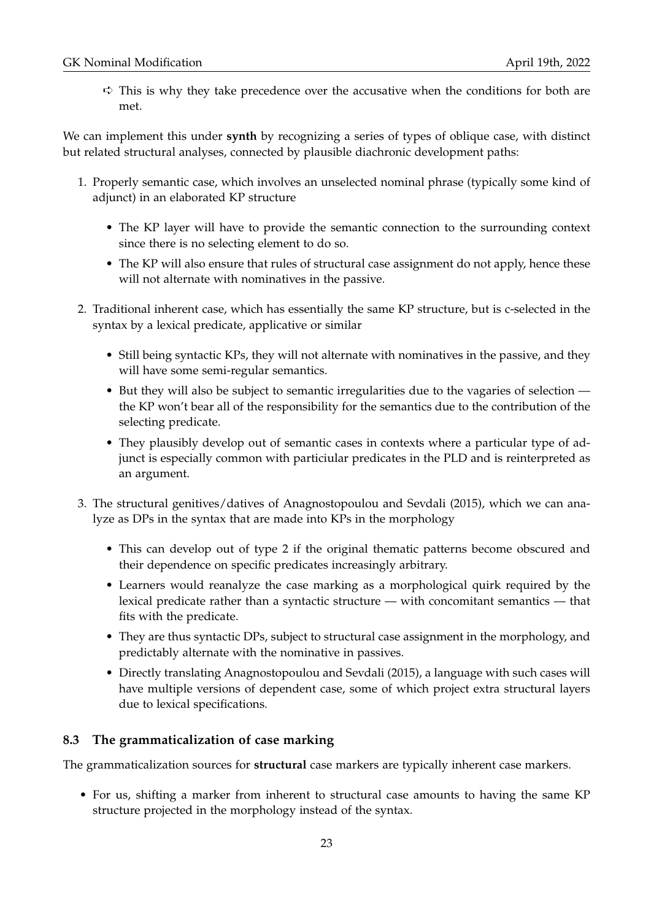- ➪ This is why they take precedence over the accusative when the conditions for both are met.

We can implement this under **synth** by recognizing a series of types of oblique case, with distinct but related structural analyses, connected by plausible diachronic development paths:

1. Properly semantic case, which involves an unselected nominal phrase (typically some kind of adjunct) in an elaborated KP structure
   - The KP layer will have to provide the semantic connection to the surrounding context since there is no selecting element to do so.
   - The KP will also ensure that rules of structural case assignment do not apply, hence these will not alternate with nominatives in the passive.
2. Traditional inherent case, which has essentially the same KP structure, but is c-selected in the syntax by a lexical predicate, applicative or similar
   - Still being syntactic KPs, they will not alternate with nominatives in the passive, and they will have some semi-regular semantics.
   - But they will also be subject to semantic irregularities due to the vagaries of selection — the KP won't bear all of the responsibility for the semantics due to the contribution of the selecting predicate.
   - They plausibly develop out of semantic cases in contexts where a particular type of adjunct is especially common with particiular predicates in the PLD and is reinterpreted as an argument.
3. The structural genitives/datives of Anagnostopoulou and Sevdali (2015), which we can analyze as DPs in the syntax that are made into KPs in the morphology
   - This can develop out of type 2 if the original thematic patterns become obscured and their dependence on specific predicates increasingly arbitrary.
   - Learners would reanalyze the case marking as a morphological quirk required by the lexical predicate rather than a syntactic structure — with concomitant semantics — that fits with the predicate.
   - They are thus syntactic DPs, subject to structural case assignment in the morphology, and predictably alternate with the nominative in passives.
   - Directly translating Anagnostopoulou and Sevdali (2015), a language with such cases will have multiple versions of dependent case, some of which project extra structural layers due to lexical specifications.

### 8.3 The grammaticalization of case marking

The grammaticalization sources for **structural** case markers are typically inherent case markers.

- For us, shifting a marker from inherent to structural case amounts to having the same KP structure projected in the morphology instead of the syntax.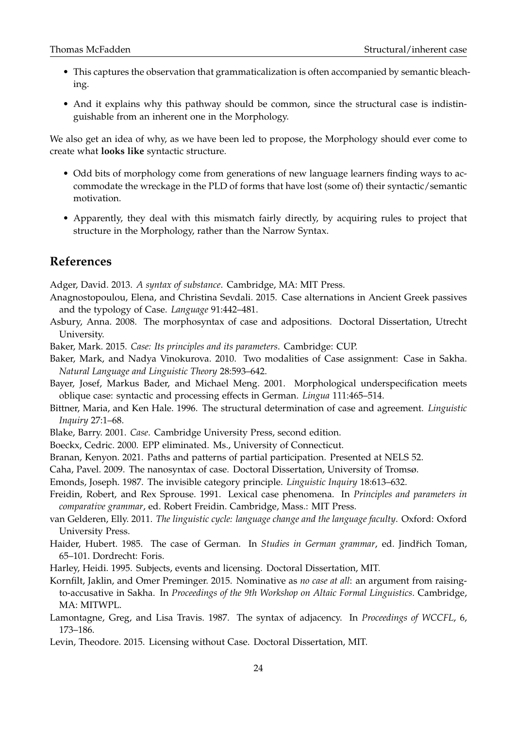- This captures the observation that grammaticalization is often accompanied by semantic bleaching.
- And it explains why this pathway should be common, since the structural case is indistinguishable from an inherent one in the Morphology.

We also get an idea of why, as we have been led to propose, the Morphology should ever come to create what **looks like** syntactic structure.

- Odd bits of morphology come from generations of new language learners finding ways to accommodate the wreckage in the PLD of forms that have lost (some of) their syntactic/semantic motivation.
- Apparently, they deal with this mismatch fairly directly, by acquiring rules to project that structure in the Morphology, rather than the Narrow Syntax.

## References

Adger, David. 2013. *A syntax of substance*. Cambridge, MA: MIT Press.

Anagnostopoulou, Elena, and Christina Sevdali. 2015. Case alternations in Ancient Greek passives and the typology of Case. *Language* 91:442–481.

Asbury, Anna. 2008. The morphosyntax of case and adpositions. Doctoral Dissertation, Utrecht University.

Baker, Mark. 2015. *Case: Its principles and its parameters*. Cambridge: CUP.

Baker, Mark, and Nadya Vinokurova. 2010. Two modalities of Case assignment: Case in Sakha. *Natural Language and Linguistic Theory* 28:593–642.

Bayer, Josef, Markus Bader, and Michael Meng. 2001. Morphological underspecification meets oblique case: syntactic and processing effects in German. *Lingua* 111:465–514.

Bittner, Maria, and Ken Hale. 1996. The structural determination of case and agreement. *Linguistic Inquiry* 27:1–68.

Blake, Barry. 2001. *Case*. Cambridge University Press, second edition.

Boeckx, Cedric. 2000. EPP eliminated. Ms., University of Connecticut.

Branan, Kenyon. 2021. Paths and patterns of partial participation. Presented at NELS 52.

Caha, Pavel. 2009. The nanosyntax of case. Doctoral Dissertation, University of Tromsø.

Emonds, Joseph. 1987. The invisible category principle. *Linguistic Inquiry* 18:613–632.

Freidin, Robert, and Rex Sprouse. 1991. Lexical case phenomena. In *Principles and parameters in comparative grammar*, ed. Robert Freidin. Cambridge, Mass.: MIT Press.

van Gelderen, Elly. 2011. *The linguistic cycle: language change and the language faculty*. Oxford: Oxford University Press.

Haider, Hubert. 1985. The case of German. In *Studies in German grammar*, ed. Jindřich Toman, 65–101. Dordrecht: Foris.

Harley, Heidi. 1995. Subjects, events and licensing. Doctoral Dissertation, MIT.

Kornfilt, Jaklin, and Omer Preminger. 2015. Nominative as *no case at all*: an argument from raising-to-accusative in Sakha. In *Proceedings of the 9th Workshop on Altaic Formal Linguistics*. Cambridge, MA: MITWPL.

Lamontagne, Greg, and Lisa Travis. 1987. The syntax of adjacency. In *Proceedings of WCCFL*, 6, 173–186.

Levin, Theodore. 2015. Licensing without Case. Doctoral Dissertation, MIT.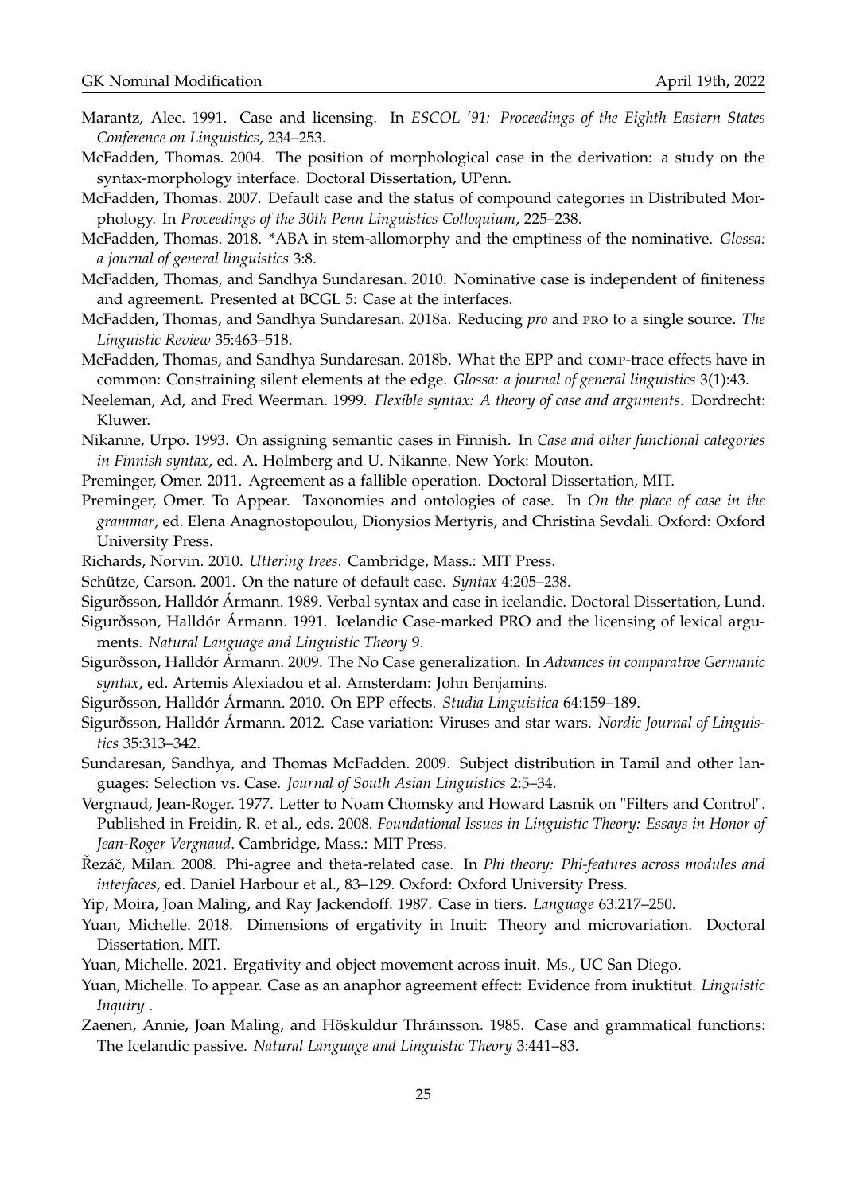Marantz, Alec. 1991. Case and licensing. In *ESCOL '91: Proceedings of the Eighth Eastern States Conference on Linguistics*, 234–253.

McFadden, Thomas. 2004. The position of morphological case in the derivation: a study on the syntax-morphology interface. Doctoral Dissertation, UPenn.

McFadden, Thomas. 2007. Default case and the status of compound categories in Distributed Morphology. In *Proceedings of the 30th Penn Linguistics Colloquium*, 225–238.

McFadden, Thomas. 2018. *ABA in stem-allomorphy and the emptiness of the nominative. *Glossa: a journal of general linguistics* 3:8.

McFadden, Thomas, and Sandhya Sundaresan. 2010. Nominative case is independent of finiteness and agreement. Presented at BCGL 5: Case at the interfaces.

McFadden, Thomas, and Sandhya Sundaresan. 2018a. Reducing *pro* and PRO to a single source. *The Linguistic Review* 35:463–518.

McFadden, Thomas, and Sandhya Sundaresan. 2018b. What the EPP and COMP-trace effects have in common: Constraining silent elements at the edge. *Glossa: a journal of general linguistics* 3(1):43.

Neeleman, Ad, and Fred Weerman. 1999. *Flexible syntax: A theory of case and arguments*. Dordrecht: Kluwer.

Nikanne, Urpo. 1993. On assigning semantic cases in Finnish. In *Case and other functional categories in Finnish syntax*, ed. A. Holmberg and U. Nikanne. New York: Mouton.

Preminger, Omer. 2011. Agreement as a fallible operation. Doctoral Dissertation, MIT.

Preminger, Omer. To Appear. Taxonomies and ontologies of case. In *On the place of case in the grammar*, ed. Elena Anagnostopoulou, Dionysios Mertyris, and Christina Sevdali. Oxford: Oxford University Press.

Richards, Norvin. 2010. *Uttering trees*. Cambridge, Mass.: MIT Press.

Schütze, Carson. 2001. On the nature of default case. *Syntax* 4:205–238.

Sigurðsson, Halldór Ármann. 1989. Verbal syntax and case in icelandic. Doctoral Dissertation, Lund.

Sigurðsson, Halldór Ármann. 1991. Icelandic Case-marked PRO and the licensing of lexical arguments. *Natural Language and Linguistic Theory* 9.

Sigurðsson, Halldór Ármann. 2009. The No Case generalization. In *Advances in comparative Germanic syntax*, ed. Artemis Alexiadou et al. Amsterdam: John Benjamins.

Sigurðsson, Halldór Ármann. 2010. On EPP effects. *Studia Linguistica* 64:159–189.

Sigurðsson, Halldór Ármann. 2012. Case variation: Viruses and star wars. *Nordic Journal of Linguistics* 35:313–342.

Sundaresan, Sandhya, and Thomas McFadden. 2009. Subject distribution in Tamil and other languages: Selection vs. Case. *Journal of South Asian Linguistics* 2:5–34.

Vergnaud, Jean-Roger. 1977. Letter to Noam Chomsky and Howard Lasnik on "Filters and Control". Published in Freidin, R. et al., eds. 2008. *Foundational Issues in Linguistic Theory: Essays in Honor of Jean-Roger Vergnaud*. Cambridge, Mass.: MIT Press.

Řezáč, Milan. 2008. Phi-agree and theta-related case. In *Phi theory: Phi-features across modules and interfaces*, ed. Daniel Harbour et al., 83–129. Oxford: Oxford University Press.

Yip, Moira, Joan Maling, and Ray Jackendoff. 1987. Case in tiers. *Language* 63:217–250.

Yuan, Michelle. 2018. Dimensions of ergativity in Inuit: Theory and microvariation. Doctoral Dissertation, MIT.

Yuan, Michelle. 2021. Ergativity and object movement across inuit. Ms., UC San Diego.

Yuan, Michelle. To appear. Case as an anaphor agreement effect: Evidence from inuktitut. *Linguistic Inquiry* .

Zaenen, Annie, Joan Maling, and Höskuldur Thráinsson. 1985. Case and grammatical functions: The Icelandic passive. *Natural Language and Linguistic Theory* 3:441–83.